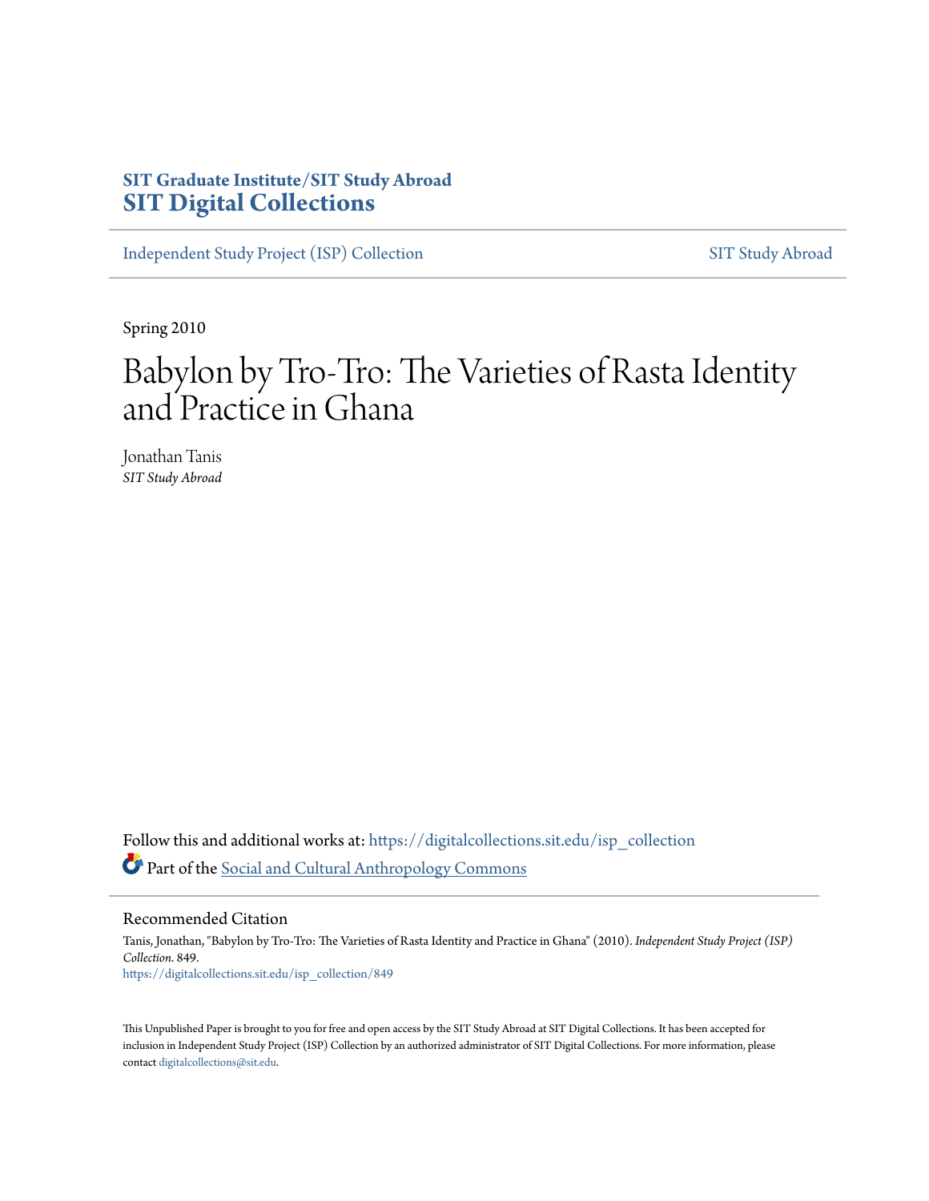**SIT Graduate Institute/SIT Study Abroad**
**SIT Digital Collections**

Independent Study Project (ISP) Collection | SIT Study Abroad

Spring 2010

# Babylon by Tro-Tro: The Varieties of Rasta Identity and Practice in Ghana

Jonathan Tanis
*SIT Study Abroad*

Follow this and additional works at: https://digitalcollections.sit.edu/isp_collection

Part of the Social and Cultural Anthropology Commons

## Recommended Citation

Tanis, Jonathan, "Babylon by Tro-Tro: The Varieties of Rasta Identity and Practice in Ghana" (2010). *Independent Study Project (ISP) Collection*. 849.
https://digitalcollections.sit.edu/isp_collection/849

This Unpublished Paper is brought to you for free and open access by the SIT Study Abroad at SIT Digital Collections. It has been accepted for inclusion in Independent Study Project (ISP) Collection by an authorized administrator of SIT Digital Collections. For more information, please contact digitalcollections@sit.edu.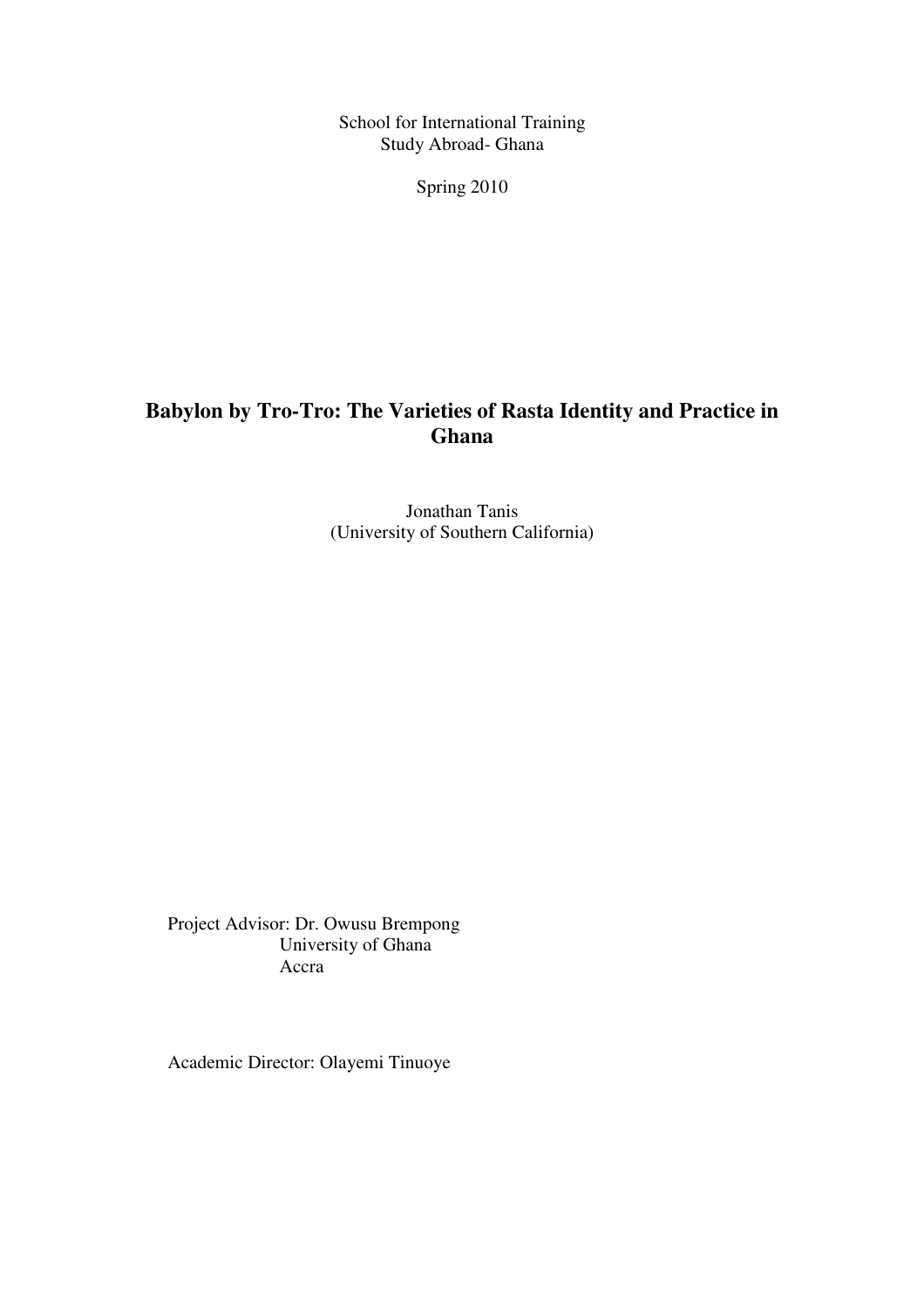School for International Training
Study Abroad- Ghana

Spring 2010

# Babylon by Tro-Tro: The Varieties of Rasta Identity and Practice in Ghana

Jonathan Tanis
(University of Southern California)

Project Advisor: Dr. Owusu Brempong
University of Ghana
Accra

Academic Director: Olayemi Tinuoye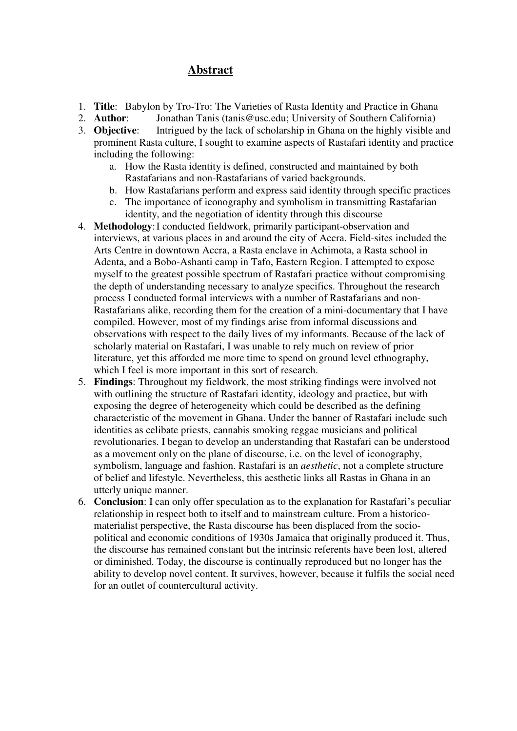# Abstract

1. **Title**: Babylon by Tro-Tro: The Varieties of Rasta Identity and Practice in Ghana
2. **Author**: Jonathan Tanis (tanis@usc.edu; University of Southern California)
3. **Objective**: Intrigued by the lack of scholarship in Ghana on the highly visible and prominent Rasta culture, I sought to examine aspects of Rastafari identity and practice including the following:
   a. How the Rasta identity is defined, constructed and maintained by both Rastafarians and non-Rastafarians of varied backgrounds.
   b. How Rastafarians perform and express said identity through specific practices
   c. The importance of iconography and symbolism in transmitting Rastafarian identity, and the negotiation of identity through this discourse
4. **Methodology**: I conducted fieldwork, primarily participant-observation and interviews, at various places in and around the city of Accra. Field-sites included the Arts Centre in downtown Accra, a Rasta enclave in Achimota, a Rasta school in Adenta, and a Bobo-Ashanti camp in Tafo, Eastern Region. I attempted to expose myself to the greatest possible spectrum of Rastafari practice without compromising the depth of understanding necessary to analyze specifics. Throughout the research process I conducted formal interviews with a number of Rastafarians and non-Rastafarians alike, recording them for the creation of a mini-documentary that I have compiled. However, most of my findings arise from informal discussions and observations with respect to the daily lives of my informants. Because of the lack of scholarly material on Rastafari, I was unable to rely much on review of prior literature, yet this afforded me more time to spend on ground level ethnography, which I feel is more important in this sort of research.
5. **Findings**: Throughout my fieldwork, the most striking findings were involved not with outlining the structure of Rastafari identity, ideology and practice, but with exposing the degree of heterogeneity which could be described as the defining characteristic of the movement in Ghana. Under the banner of Rastafari include such identities as celibate priests, cannabis smoking reggae musicians and political revolutionaries. I began to develop an understanding that Rastafari can be understood as a movement only on the plane of discourse, i.e. on the level of iconography, symbolism, language and fashion. Rastafari is an *aesthetic*, not a complete structure of belief and lifestyle. Nevertheless, this aesthetic links all Rastas in Ghana in an utterly unique manner.
6. **Conclusion**: I can only offer speculation as to the explanation for Rastafari's peculiar relationship in respect both to itself and to mainstream culture. From a historico-materialist perspective, the Rasta discourse has been displaced from the socio-political and economic conditions of 1930s Jamaica that originally produced it. Thus, the discourse has remained constant but the intrinsic referents have been lost, altered or diminished. Today, the discourse is continually reproduced but no longer has the ability to develop novel content. It survives, however, because it fulfils the social need for an outlet of countercultural activity.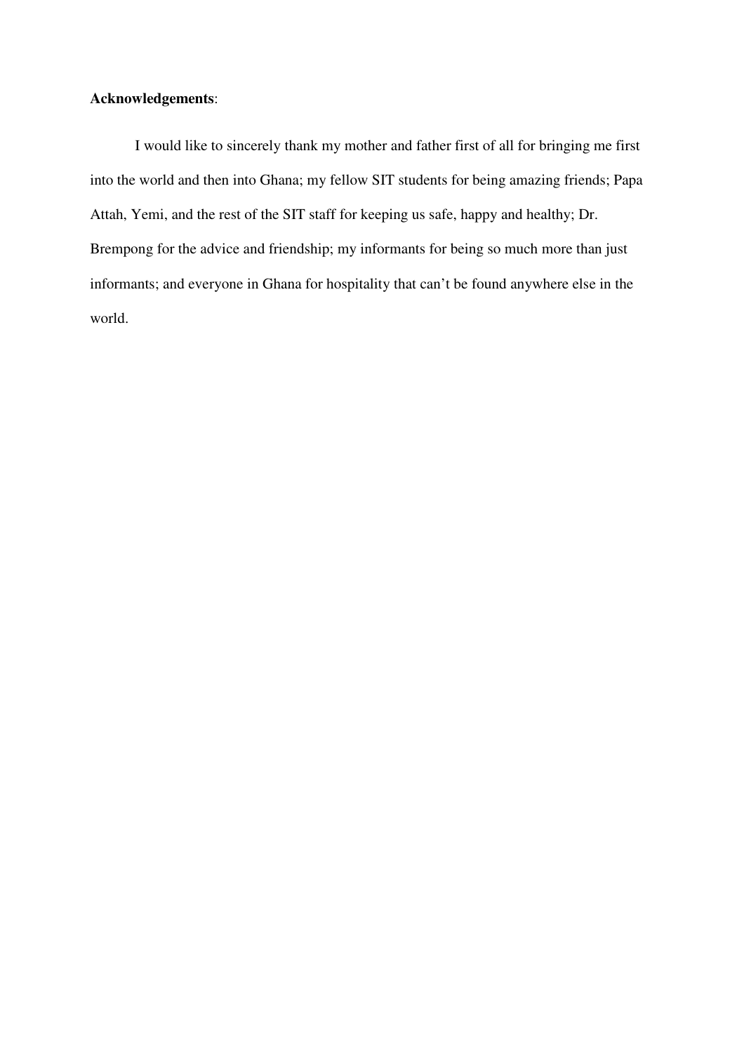**Acknowledgements**:

I would like to sincerely thank my mother and father first of all for bringing me first into the world and then into Ghana; my fellow SIT students for being amazing friends; Papa Attah, Yemi, and the rest of the SIT staff for keeping us safe, happy and healthy; Dr. Brempong for the advice and friendship; my informants for being so much more than just informants; and everyone in Ghana for hospitality that can't be found anywhere else in the world.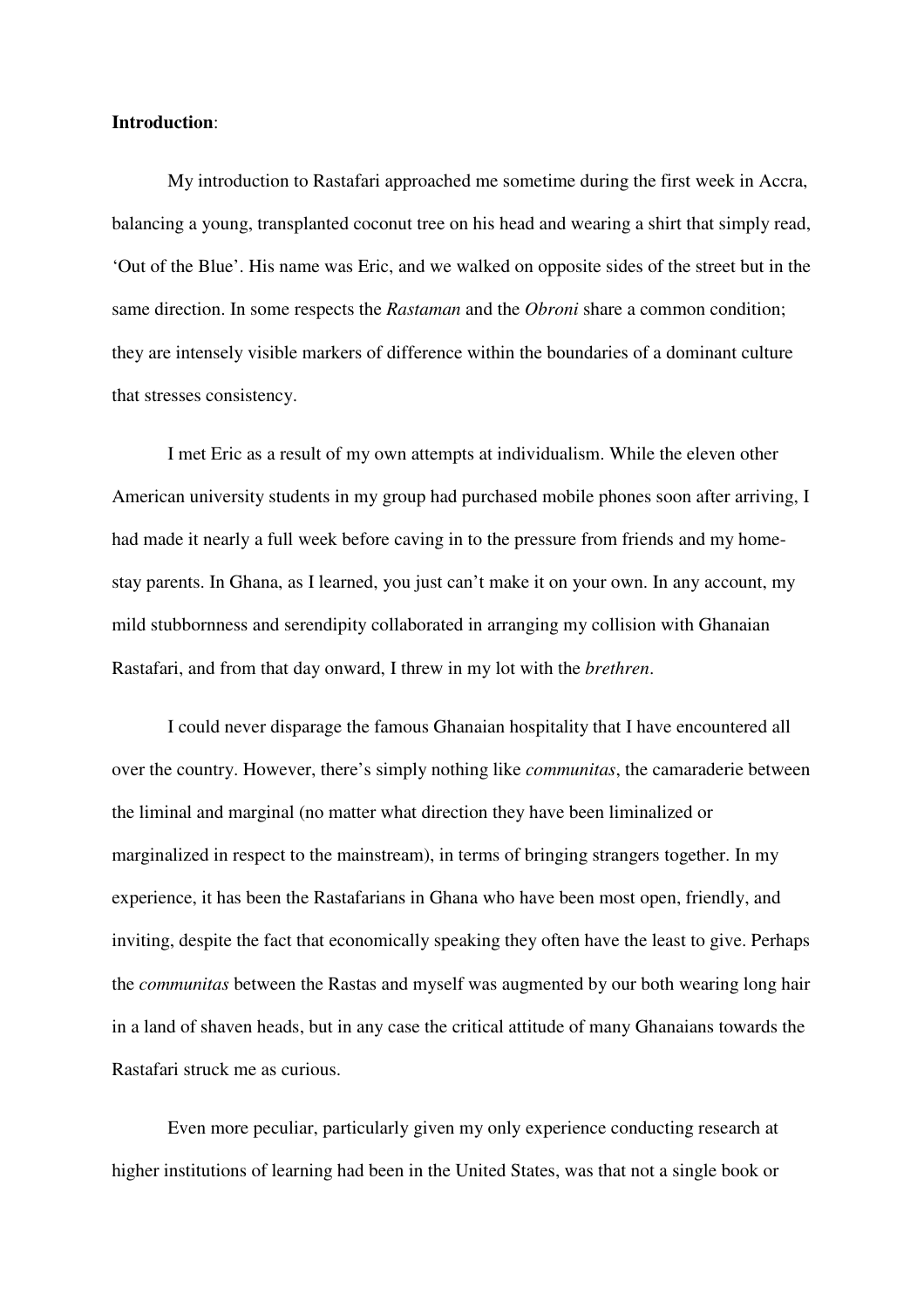**Introduction**:

My introduction to Rastafari approached me sometime during the first week in Accra, balancing a young, transplanted coconut tree on his head and wearing a shirt that simply read, 'Out of the Blue'. His name was Eric, and we walked on opposite sides of the street but in the same direction. In some respects the *Rastaman* and the *Obroni* share a common condition; they are intensely visible markers of difference within the boundaries of a dominant culture that stresses consistency.

I met Eric as a result of my own attempts at individualism. While the eleven other American university students in my group had purchased mobile phones soon after arriving, I had made it nearly a full week before caving in to the pressure from friends and my home-stay parents. In Ghana, as I learned, you just can't make it on your own. In any account, my mild stubbornness and serendipity collaborated in arranging my collision with Ghanaian Rastafari, and from that day onward, I threw in my lot with the *brethren*.

I could never disparage the famous Ghanaian hospitality that I have encountered all over the country. However, there's simply nothing like *communitas*, the camaraderie between the liminal and marginal (no matter what direction they have been liminalized or marginalized in respect to the mainstream), in terms of bringing strangers together. In my experience, it has been the Rastafarians in Ghana who have been most open, friendly, and inviting, despite the fact that economically speaking they often have the least to give. Perhaps the *communitas* between the Rastas and myself was augmented by our both wearing long hair in a land of shaven heads, but in any case the critical attitude of many Ghanaians towards the Rastafari struck me as curious.

Even more peculiar, particularly given my only experience conducting research at higher institutions of learning had been in the United States, was that not a single book or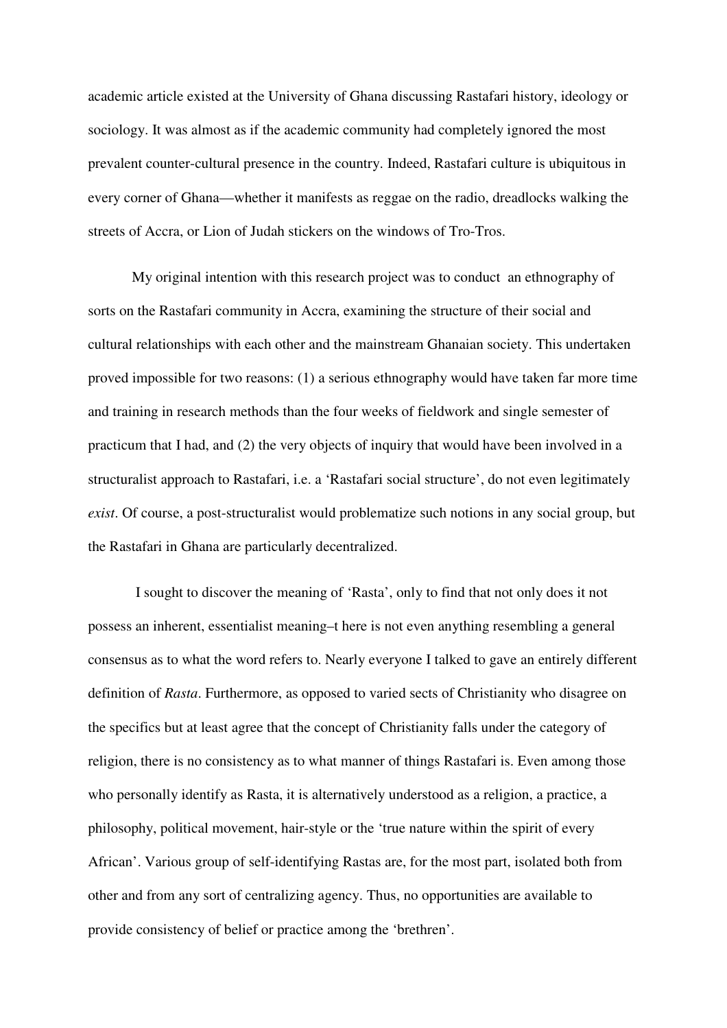academic article existed at the University of Ghana discussing Rastafari history, ideology or sociology. It was almost as if the academic community had completely ignored the most prevalent counter-cultural presence in the country. Indeed, Rastafari culture is ubiquitous in every corner of Ghana—whether it manifests as reggae on the radio, dreadlocks walking the streets of Accra, or Lion of Judah stickers on the windows of Tro-Tros.

My original intention with this research project was to conduct an ethnography of sorts on the Rastafari community in Accra, examining the structure of their social and cultural relationships with each other and the mainstream Ghanaian society. This undertaken proved impossible for two reasons: (1) a serious ethnography would have taken far more time and training in research methods than the four weeks of fieldwork and single semester of practicum that I had, and (2) the very objects of inquiry that would have been involved in a structuralist approach to Rastafari, i.e. a 'Rastafari social structure', do not even legitimately *exist*. Of course, a post-structuralist would problematize such notions in any social group, but the Rastafari in Ghana are particularly decentralized.

I sought to discover the meaning of 'Rasta', only to find that not only does it not possess an inherent, essentialist meaning–t here is not even anything resembling a general consensus as to what the word refers to. Nearly everyone I talked to gave an entirely different definition of *Rasta*. Furthermore, as opposed to varied sects of Christianity who disagree on the specifics but at least agree that the concept of Christianity falls under the category of religion, there is no consistency as to what manner of things Rastafari is. Even among those who personally identify as Rasta, it is alternatively understood as a religion, a practice, a philosophy, political movement, hair-style or the 'true nature within the spirit of every African'. Various group of self-identifying Rastas are, for the most part, isolated both from other and from any sort of centralizing agency. Thus, no opportunities are available to provide consistency of belief or practice among the 'brethren'.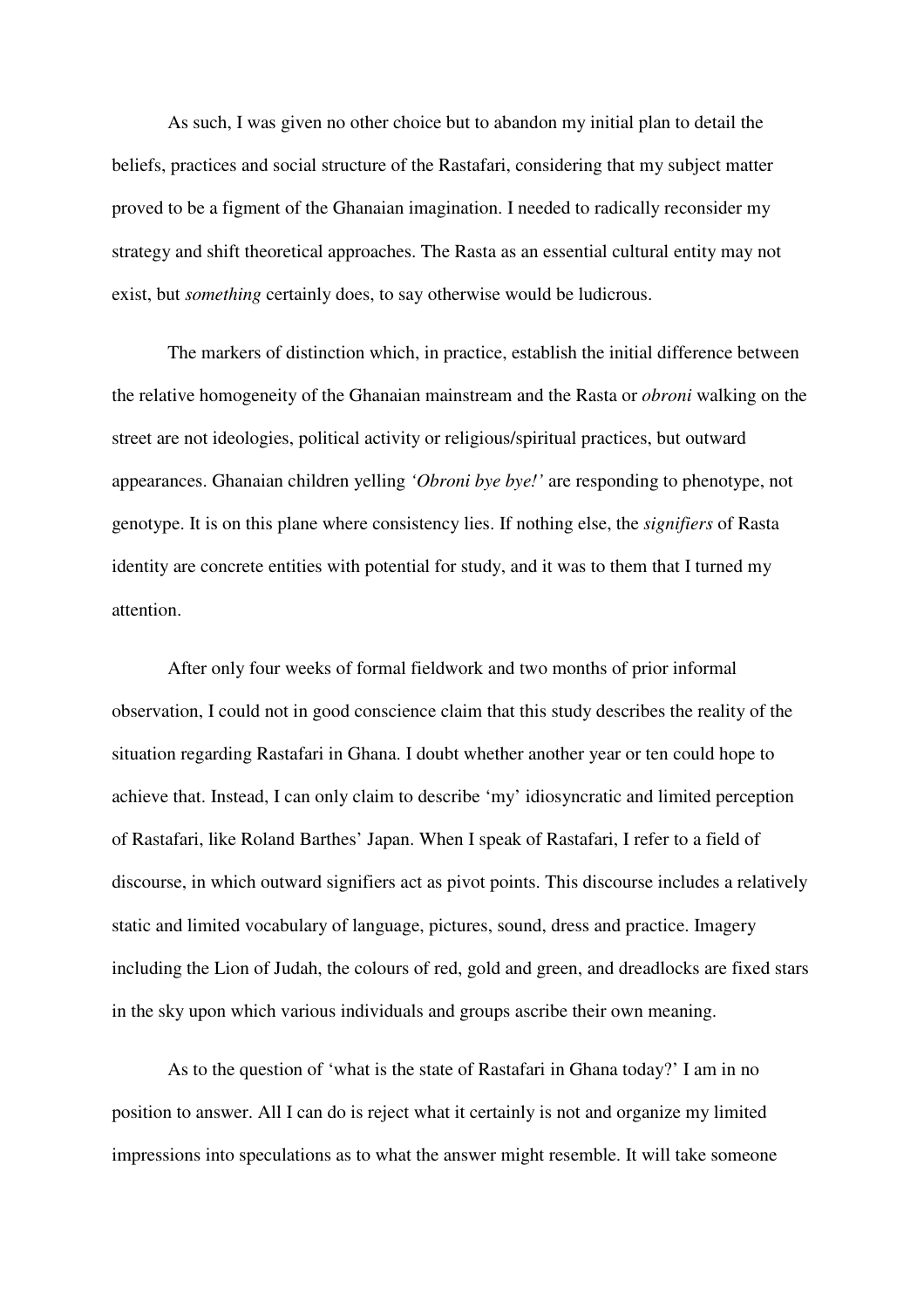As such, I was given no other choice but to abandon my initial plan to detail the beliefs, practices and social structure of the Rastafari, considering that my subject matter proved to be a figment of the Ghanaian imagination. I needed to radically reconsider my strategy and shift theoretical approaches. The Rasta as an essential cultural entity may not exist, but *something* certainly does, to say otherwise would be ludicrous.

The markers of distinction which, in practice, establish the initial difference between the relative homogeneity of the Ghanaian mainstream and the Rasta or *obroni* walking on the street are not ideologies, political activity or religious/spiritual practices, but outward appearances. Ghanaian children yelling *'Obroni bye bye!'* are responding to phenotype, not genotype. It is on this plane where consistency lies. If nothing else, the *signifiers* of Rasta identity are concrete entities with potential for study, and it was to them that I turned my attention.

After only four weeks of formal fieldwork and two months of prior informal observation, I could not in good conscience claim that this study describes the reality of the situation regarding Rastafari in Ghana. I doubt whether another year or ten could hope to achieve that. Instead, I can only claim to describe 'my' idiosyncratic and limited perception of Rastafari, like Roland Barthes' Japan. When I speak of Rastafari, I refer to a field of discourse, in which outward signifiers act as pivot points. This discourse includes a relatively static and limited vocabulary of language, pictures, sound, dress and practice. Imagery including the Lion of Judah, the colours of red, gold and green, and dreadlocks are fixed stars in the sky upon which various individuals and groups ascribe their own meaning.

As to the question of 'what is the state of Rastafari in Ghana today?' I am in no position to answer. All I can do is reject what it certainly is not and organize my limited impressions into speculations as to what the answer might resemble. It will take someone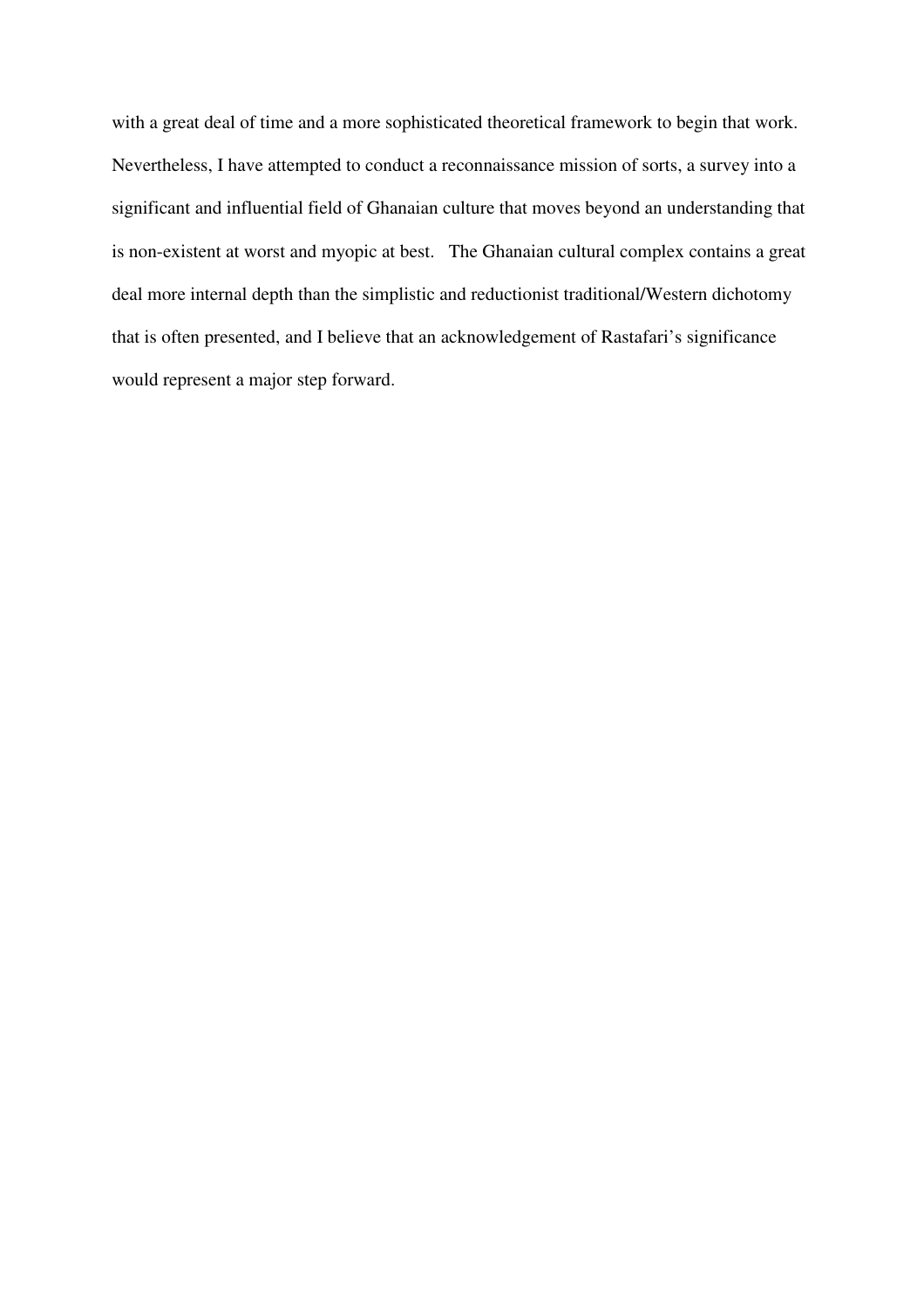with a great deal of time and a more sophisticated theoretical framework to begin that work. Nevertheless, I have attempted to conduct a reconnaissance mission of sorts, a survey into a significant and influential field of Ghanaian culture that moves beyond an understanding that is non-existent at worst and myopic at best. The Ghanaian cultural complex contains a great deal more internal depth than the simplistic and reductionist traditional/Western dichotomy that is often presented, and I believe that an acknowledgement of Rastafari's significance would represent a major step forward.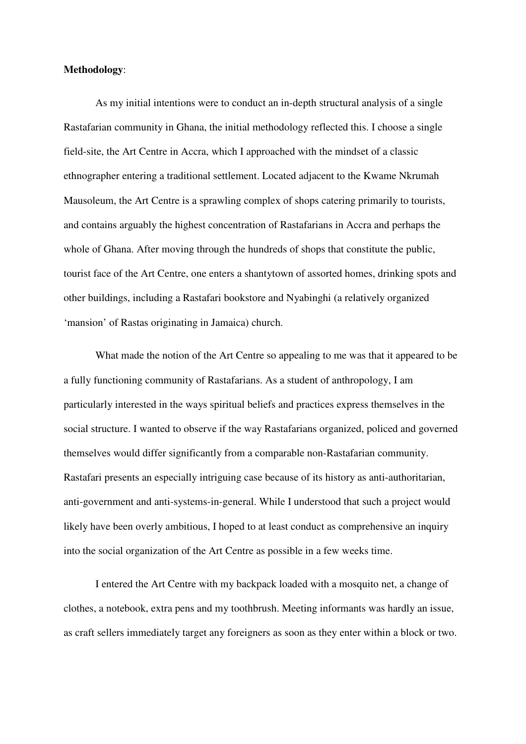**Methodology**:

As my initial intentions were to conduct an in-depth structural analysis of a single Rastafarian community in Ghana, the initial methodology reflected this. I choose a single field-site, the Art Centre in Accra, which I approached with the mindset of a classic ethnographer entering a traditional settlement. Located adjacent to the Kwame Nkrumah Mausoleum, the Art Centre is a sprawling complex of shops catering primarily to tourists, and contains arguably the highest concentration of Rastafarians in Accra and perhaps the whole of Ghana. After moving through the hundreds of shops that constitute the public, tourist face of the Art Centre, one enters a shantytown of assorted homes, drinking spots and other buildings, including a Rastafari bookstore and Nyabinghi (a relatively organized 'mansion' of Rastas originating in Jamaica) church.

What made the notion of the Art Centre so appealing to me was that it appeared to be a fully functioning community of Rastafarians. As a student of anthropology, I am particularly interested in the ways spiritual beliefs and practices express themselves in the social structure. I wanted to observe if the way Rastafarians organized, policed and governed themselves would differ significantly from a comparable non-Rastafarian community. Rastafari presents an especially intriguing case because of its history as anti-authoritarian, anti-government and anti-systems-in-general. While I understood that such a project would likely have been overly ambitious, I hoped to at least conduct as comprehensive an inquiry into the social organization of the Art Centre as possible in a few weeks time.

I entered the Art Centre with my backpack loaded with a mosquito net, a change of clothes, a notebook, extra pens and my toothbrush. Meeting informants was hardly an issue, as craft sellers immediately target any foreigners as soon as they enter within a block or two.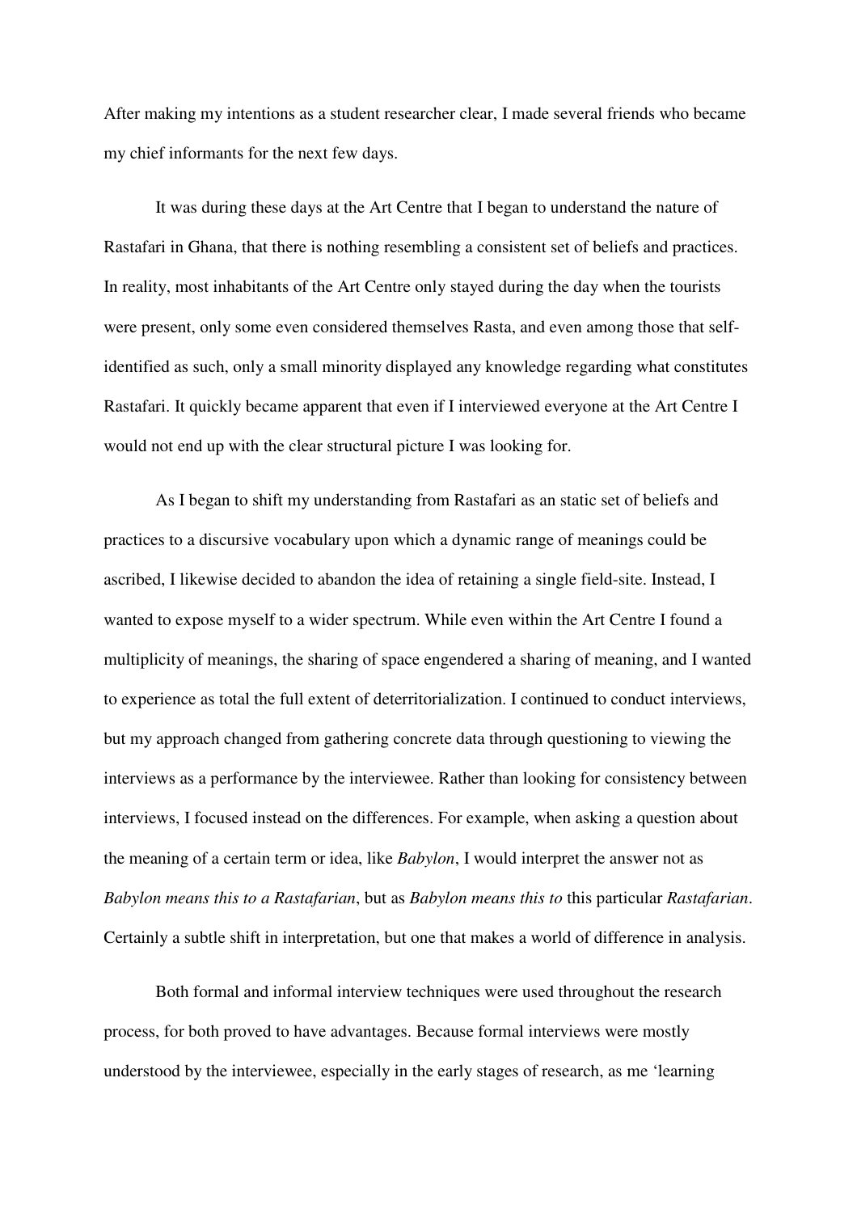After making my intentions as a student researcher clear, I made several friends who became my chief informants for the next few days.

It was during these days at the Art Centre that I began to understand the nature of Rastafari in Ghana, that there is nothing resembling a consistent set of beliefs and practices. In reality, most inhabitants of the Art Centre only stayed during the day when the tourists were present, only some even considered themselves Rasta, and even among those that self-identified as such, only a small minority displayed any knowledge regarding what constitutes Rastafari. It quickly became apparent that even if I interviewed everyone at the Art Centre I would not end up with the clear structural picture I was looking for.

As I began to shift my understanding from Rastafari as an static set of beliefs and practices to a discursive vocabulary upon which a dynamic range of meanings could be ascribed, I likewise decided to abandon the idea of retaining a single field-site. Instead, I wanted to expose myself to a wider spectrum. While even within the Art Centre I found a multiplicity of meanings, the sharing of space engendered a sharing of meaning, and I wanted to experience as total the full extent of deterritorialization. I continued to conduct interviews, but my approach changed from gathering concrete data through questioning to viewing the interviews as a performance by the interviewee. Rather than looking for consistency between interviews, I focused instead on the differences. For example, when asking a question about the meaning of a certain term or idea, like *Babylon*, I would interpret the answer not as *Babylon means this to a Rastafarian*, but as *Babylon means this to* this particular *Rastafarian*. Certainly a subtle shift in interpretation, but one that makes a world of difference in analysis.

Both formal and informal interview techniques were used throughout the research process, for both proved to have advantages. Because formal interviews were mostly understood by the interviewee, especially in the early stages of research, as me 'learning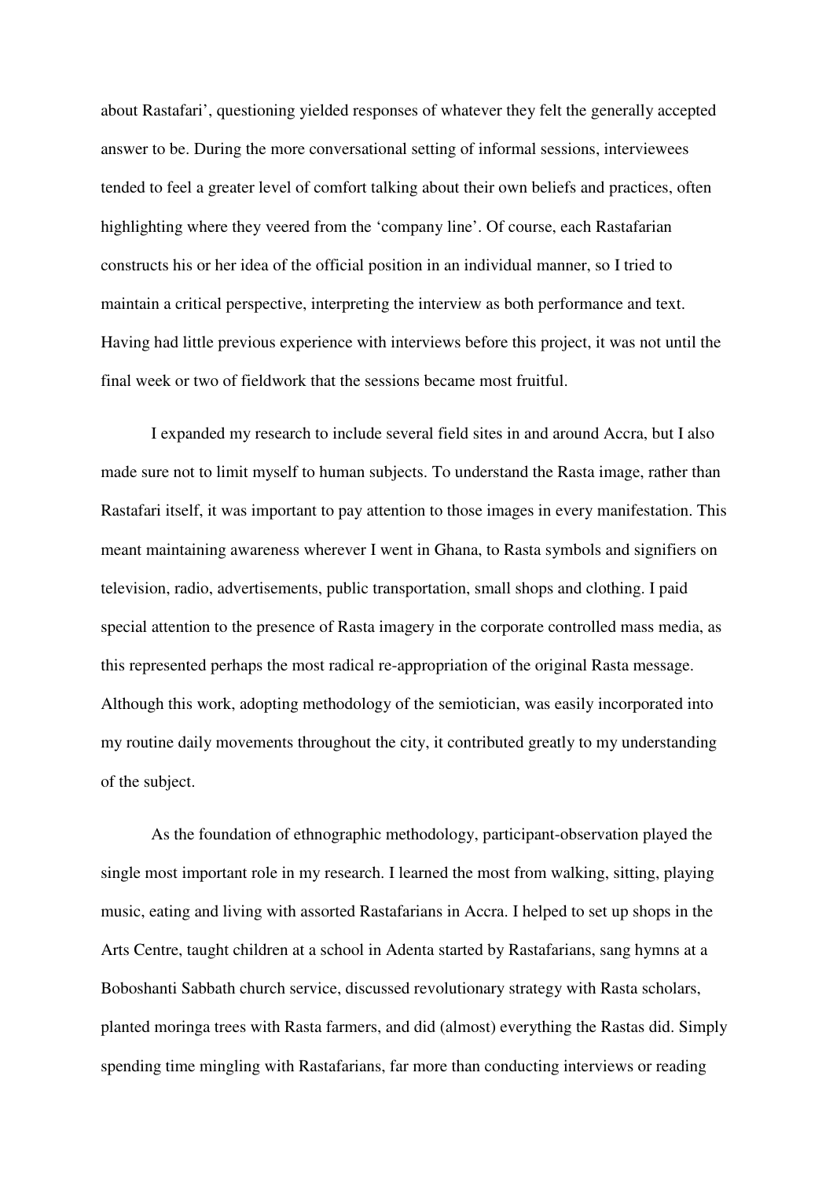about Rastafari', questioning yielded responses of whatever they felt the generally accepted answer to be. During the more conversational setting of informal sessions, interviewees tended to feel a greater level of comfort talking about their own beliefs and practices, often highlighting where they veered from the 'company line'. Of course, each Rastafarian constructs his or her idea of the official position in an individual manner, so I tried to maintain a critical perspective, interpreting the interview as both performance and text. Having had little previous experience with interviews before this project, it was not until the final week or two of fieldwork that the sessions became most fruitful.

I expanded my research to include several field sites in and around Accra, but I also made sure not to limit myself to human subjects. To understand the Rasta image, rather than Rastafari itself, it was important to pay attention to those images in every manifestation. This meant maintaining awareness wherever I went in Ghana, to Rasta symbols and signifiers on television, radio, advertisements, public transportation, small shops and clothing. I paid special attention to the presence of Rasta imagery in the corporate controlled mass media, as this represented perhaps the most radical re-appropriation of the original Rasta message. Although this work, adopting methodology of the semiotician, was easily incorporated into my routine daily movements throughout the city, it contributed greatly to my understanding of the subject.

As the foundation of ethnographic methodology, participant-observation played the single most important role in my research. I learned the most from walking, sitting, playing music, eating and living with assorted Rastafarians in Accra. I helped to set up shops in the Arts Centre, taught children at a school in Adenta started by Rastafarians, sang hymns at a Boboshanti Sabbath church service, discussed revolutionary strategy with Rasta scholars, planted moringa trees with Rasta farmers, and did (almost) everything the Rastas did. Simply spending time mingling with Rastafarians, far more than conducting interviews or reading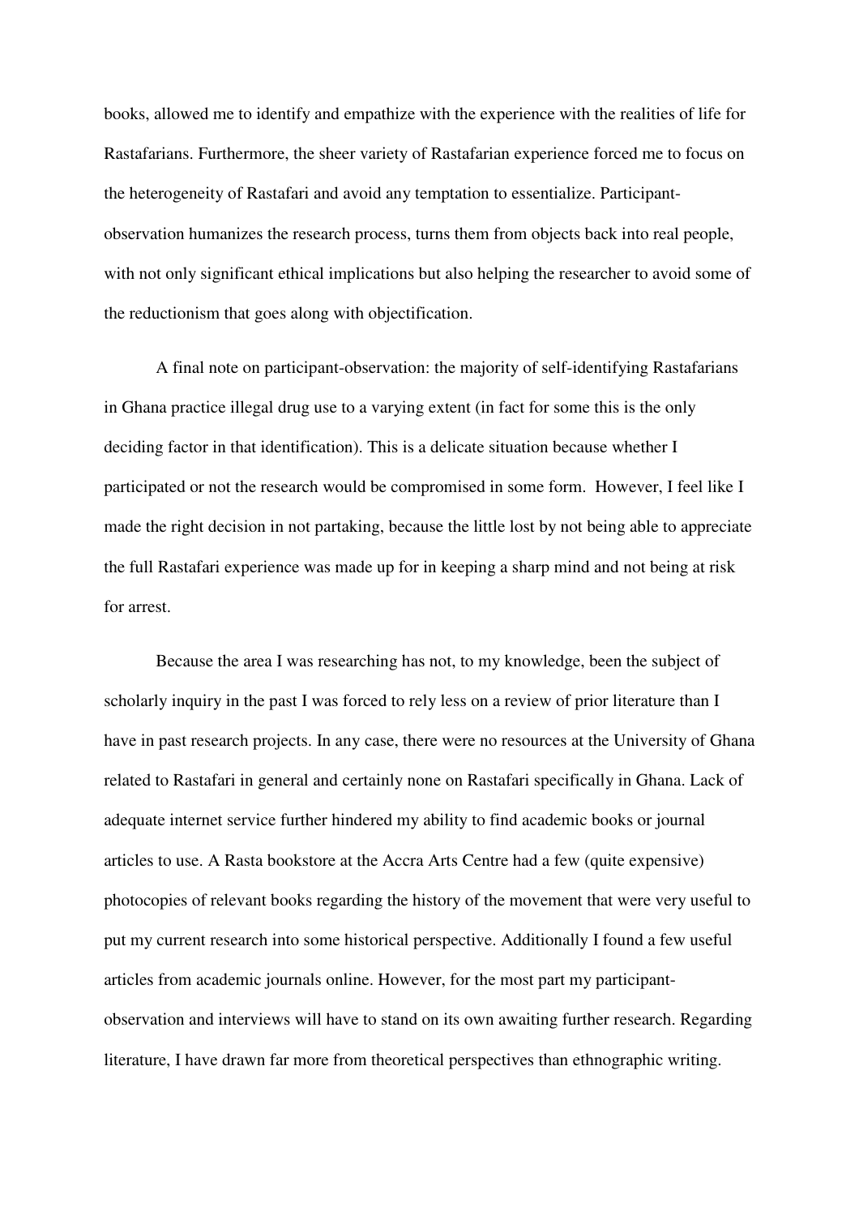books, allowed me to identify and empathize with the experience with the realities of life for Rastafarians. Furthermore, the sheer variety of Rastafarian experience forced me to focus on the heterogeneity of Rastafari and avoid any temptation to essentialize. Participant-observation humanizes the research process, turns them from objects back into real people, with not only significant ethical implications but also helping the researcher to avoid some of the reductionism that goes along with objectification.

A final note on participant-observation: the majority of self-identifying Rastafarians in Ghana practice illegal drug use to a varying extent (in fact for some this is the only deciding factor in that identification). This is a delicate situation because whether I participated or not the research would be compromised in some form. However, I feel like I made the right decision in not partaking, because the little lost by not being able to appreciate the full Rastafari experience was made up for in keeping a sharp mind and not being at risk for arrest.

Because the area I was researching has not, to my knowledge, been the subject of scholarly inquiry in the past I was forced to rely less on a review of prior literature than I have in past research projects. In any case, there were no resources at the University of Ghana related to Rastafari in general and certainly none on Rastafari specifically in Ghana. Lack of adequate internet service further hindered my ability to find academic books or journal articles to use. A Rasta bookstore at the Accra Arts Centre had a few (quite expensive) photocopies of relevant books regarding the history of the movement that were very useful to put my current research into some historical perspective. Additionally I found a few useful articles from academic journals online. However, for the most part my participant-observation and interviews will have to stand on its own awaiting further research. Regarding literature, I have drawn far more from theoretical perspectives than ethnographic writing.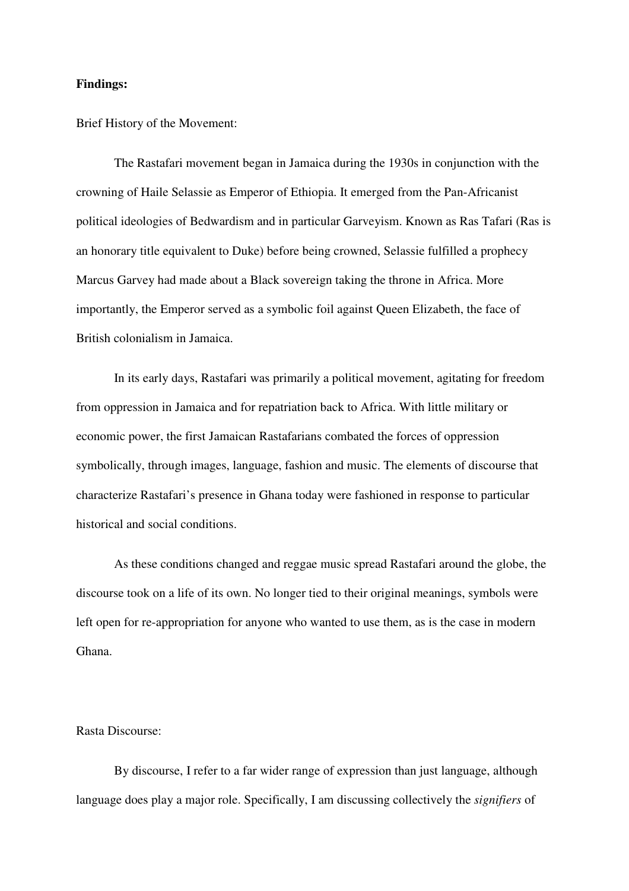**Findings:**

Brief History of the Movement:

The Rastafari movement began in Jamaica during the 1930s in conjunction with the crowning of Haile Selassie as Emperor of Ethiopia. It emerged from the Pan-Africanist political ideologies of Bedwardism and in particular Garveyism. Known as Ras Tafari (Ras is an honorary title equivalent to Duke) before being crowned, Selassie fulfilled a prophecy Marcus Garvey had made about a Black sovereign taking the throne in Africa. More importantly, the Emperor served as a symbolic foil against Queen Elizabeth, the face of British colonialism in Jamaica.

In its early days, Rastafari was primarily a political movement, agitating for freedom from oppression in Jamaica and for repatriation back to Africa. With little military or economic power, the first Jamaican Rastafarians combated the forces of oppression symbolically, through images, language, fashion and music. The elements of discourse that characterize Rastafari's presence in Ghana today were fashioned in response to particular historical and social conditions.

As these conditions changed and reggae music spread Rastafari around the globe, the discourse took on a life of its own. No longer tied to their original meanings, symbols were left open for re-appropriation for anyone who wanted to use them, as is the case in modern Ghana.

Rasta Discourse:

By discourse, I refer to a far wider range of expression than just language, although language does play a major role. Specifically, I am discussing collectively the *signifiers* of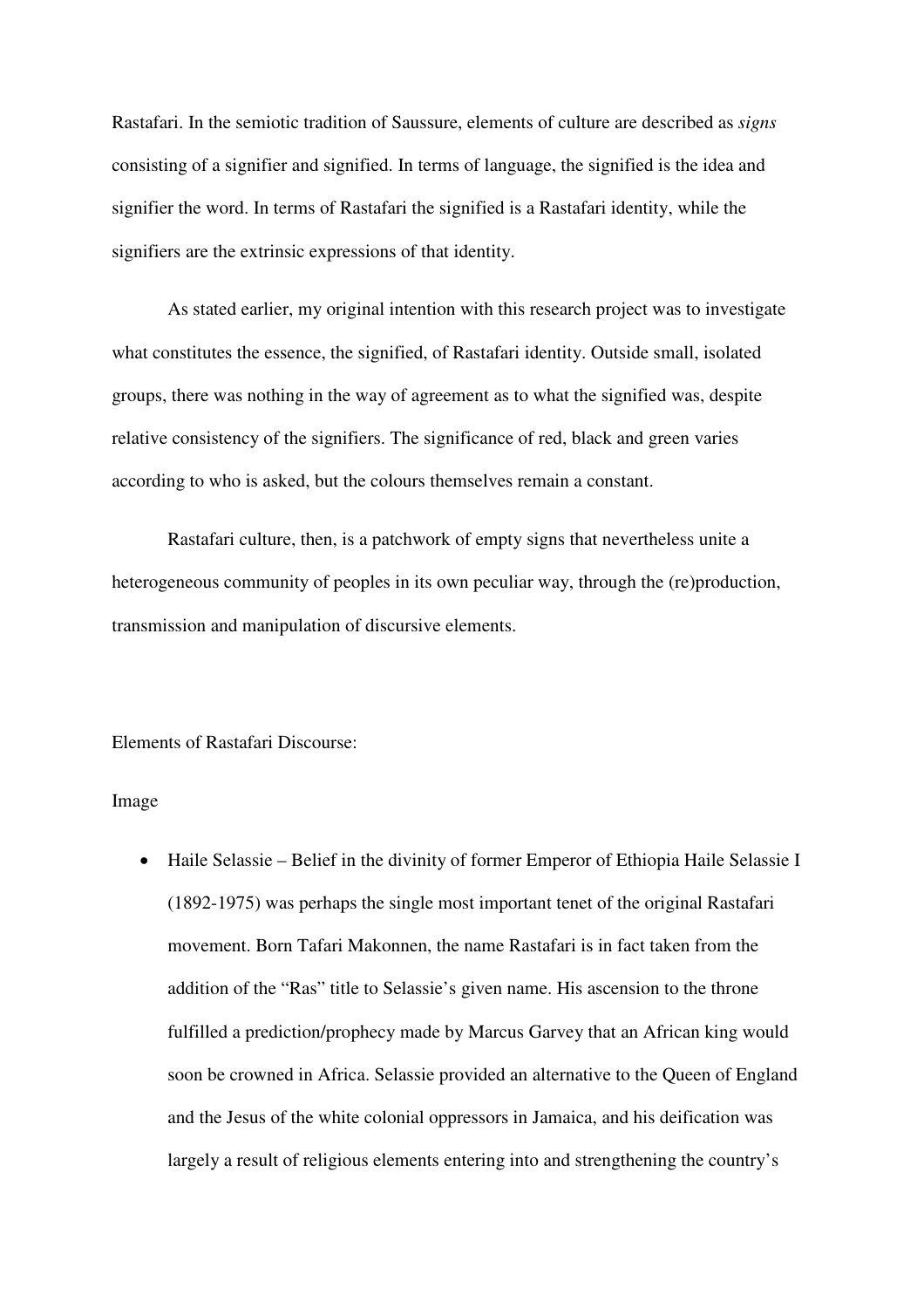Rastafari. In the semiotic tradition of Saussure, elements of culture are described as *signs* consisting of a signifier and signified. In terms of language, the signified is the idea and signifier the word. In terms of Rastafari the signified is a Rastafari identity, while the signifiers are the extrinsic expressions of that identity.

As stated earlier, my original intention with this research project was to investigate what constitutes the essence, the signified, of Rastafari identity. Outside small, isolated groups, there was nothing in the way of agreement as to what the signified was, despite relative consistency of the signifiers. The significance of red, black and green varies according to who is asked, but the colours themselves remain a constant.

Rastafari culture, then, is a patchwork of empty signs that nevertheless unite a heterogeneous community of peoples in its own peculiar way, through the (re)production, transmission and manipulation of discursive elements.

Elements of Rastafari Discourse:

Image

- Haile Selassie – Belief in the divinity of former Emperor of Ethiopia Haile Selassie I (1892-1975) was perhaps the single most important tenet of the original Rastafari movement. Born Tafari Makonnen, the name Rastafari is in fact taken from the addition of the "Ras" title to Selassie's given name. His ascension to the throne fulfilled a prediction/prophecy made by Marcus Garvey that an African king would soon be crowned in Africa. Selassie provided an alternative to the Queen of England and the Jesus of the white colonial oppressors in Jamaica, and his deification was largely a result of religious elements entering into and strengthening the country's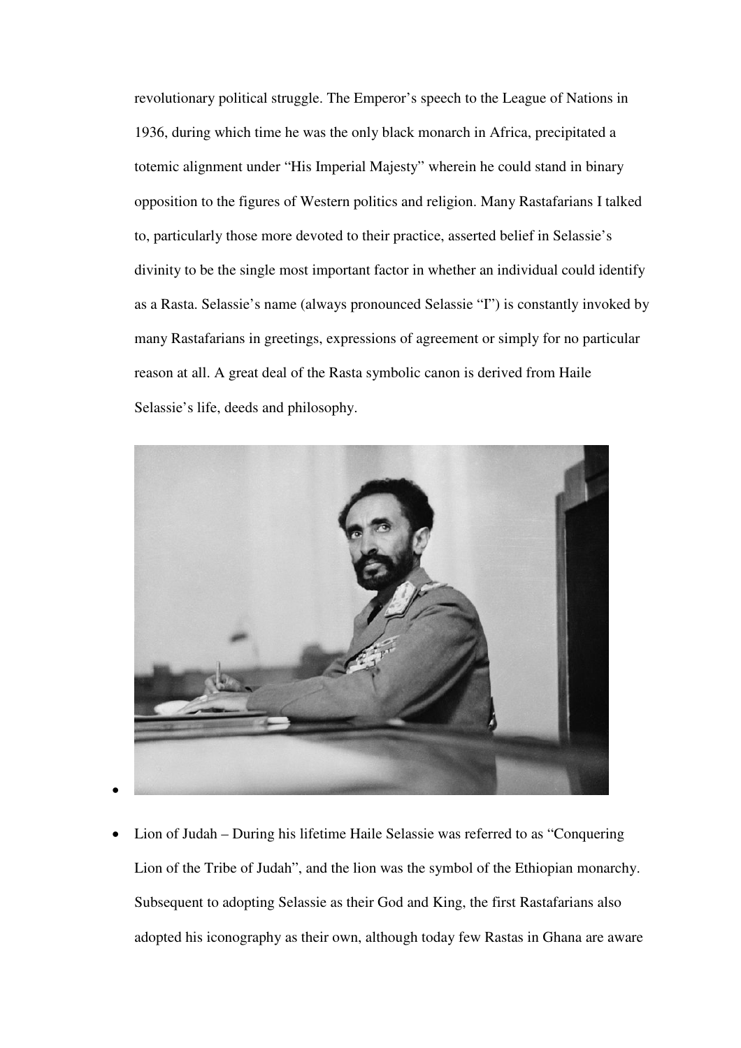revolutionary political struggle. The Emperor's speech to the League of Nations in 1936, during which time he was the only black monarch in Africa, precipitated a totemic alignment under "His Imperial Majesty" wherein he could stand in binary opposition to the figures of Western politics and religion. Many Rastafarians I talked to, particularly those more devoted to their practice, asserted belief in Selassie's divinity to be the single most important factor in whether an individual could identify as a Rasta. Selassie's name (always pronounced Selassie "I") is constantly invoked by many Rastafarians in greetings, expressions of agreement or simply for no particular reason at all. A great deal of the Rasta symbolic canon is derived from Haile Selassie's life, deeds and philosophy.

- Lion of Judah – During his lifetime Haile Selassie was referred to as "Conquering Lion of the Tribe of Judah", and the lion was the symbol of the Ethiopian monarchy. Subsequent to adopting Selassie as their God and King, the first Rastafarians also adopted his iconography as their own, although today few Rastas in Ghana are aware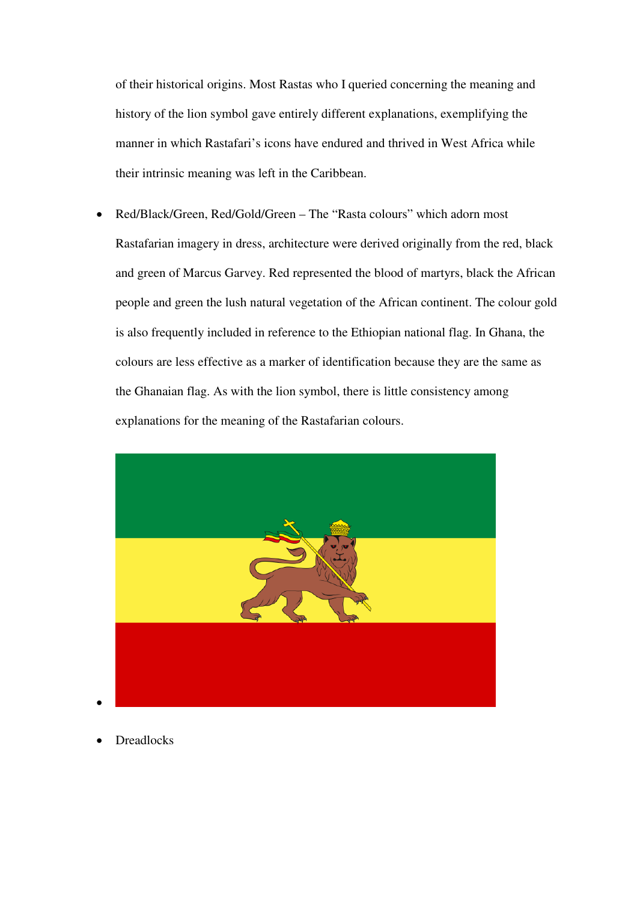of their historical origins. Most Rastas who I queried concerning the meaning and history of the lion symbol gave entirely different explanations, exemplifying the manner in which Rastafari's icons have endured and thrived in West Africa while their intrinsic meaning was left in the Caribbean.

- Red/Black/Green, Red/Gold/Green – The "Rasta colours" which adorn most Rastafarian imagery in dress, architecture were derived originally from the red, black and green of Marcus Garvey. Red represented the blood of martyrs, black the African people and green the lush natural vegetation of the African continent. The colour gold is also frequently included in reference to the Ethiopian national flag. In Ghana, the colours are less effective as a marker of identification because they are the same as the Ghanaian flag. As with the lion symbol, there is little consistency among explanations for the meaning of the Rastafarian colours.

- 

- Dreadlocks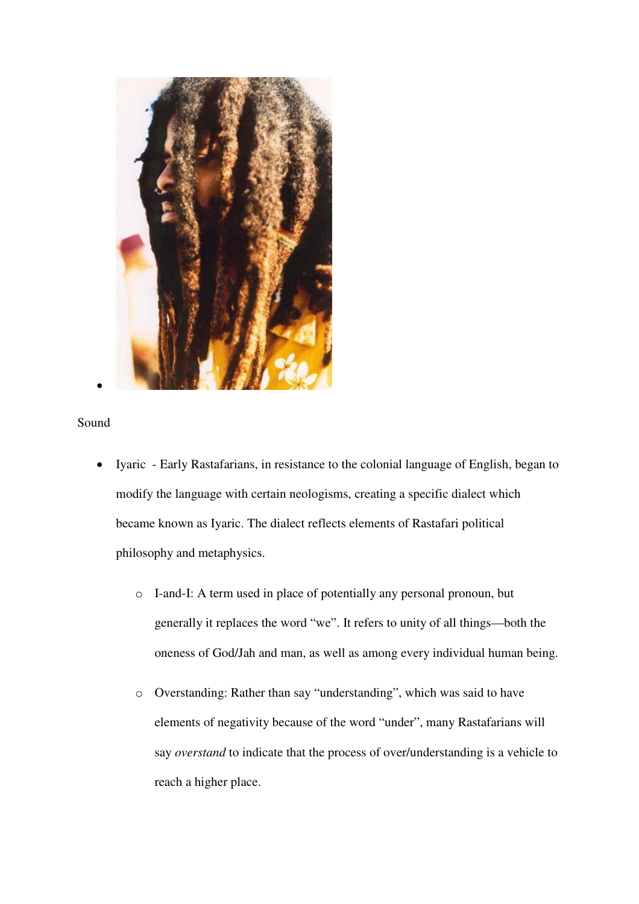Sound

- Iyaric - Early Rastafarians, in resistance to the colonial language of English, began to modify the language with certain neologisms, creating a specific dialect which became known as Iyaric. The dialect reflects elements of Rastafari political philosophy and metaphysics.
    - I-and-I: A term used in place of potentially any personal pronoun, but generally it replaces the word “we”. It refers to unity of all things—both the oneness of God/Jah and man, as well as among every individual human being.
    - Overstanding: Rather than say “understanding”, which was said to have elements of negativity because of the word “under”, many Rastafarians will say *overstand* to indicate that the process of over/understanding is a vehicle to reach a higher place.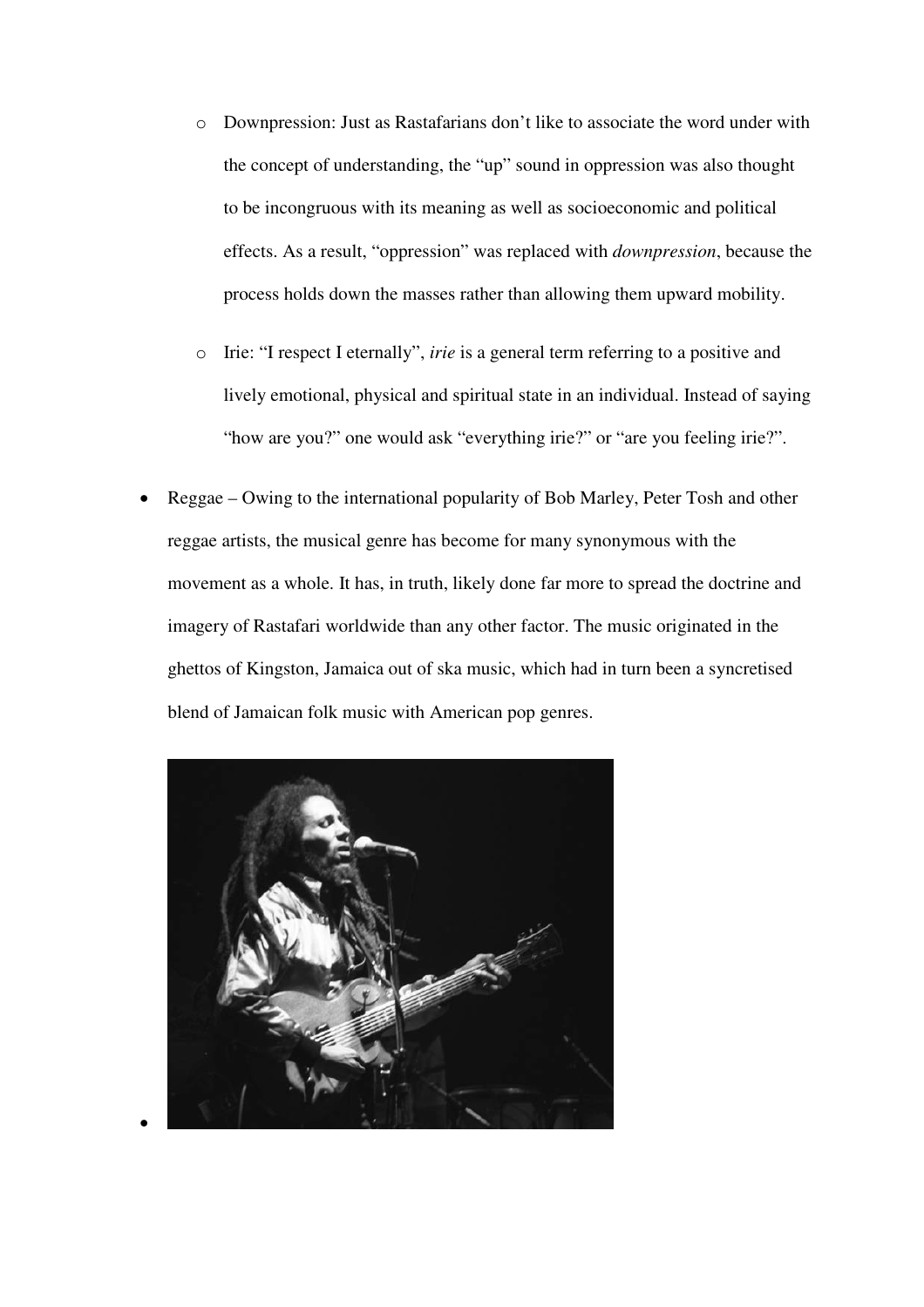- Downpression: Just as Rastafarians don't like to associate the word under with the concept of understanding, the "up" sound in oppression was also thought to be incongruous with its meaning as well as socioeconomic and political effects. As a result, "oppression" was replaced with *downpression*, because the process holds down the masses rather than allowing them upward mobility.
  - Irie: "I respect I eternally", *irie* is a general term referring to a positive and lively emotional, physical and spiritual state in an individual. Instead of saying "how are you?" one would ask "everything irie?" or "are you feeling irie?".

- Reggae – Owing to the international popularity of Bob Marley, Peter Tosh and other reggae artists, the musical genre has become for many synonymous with the movement as a whole. It has, in truth, likely done far more to spread the doctrine and imagery of Rastafari worldwide than any other factor. The music originated in the ghettos of Kingston, Jamaica out of ska music, which had in turn been a syncretised blend of Jamaican folk music with American pop genres.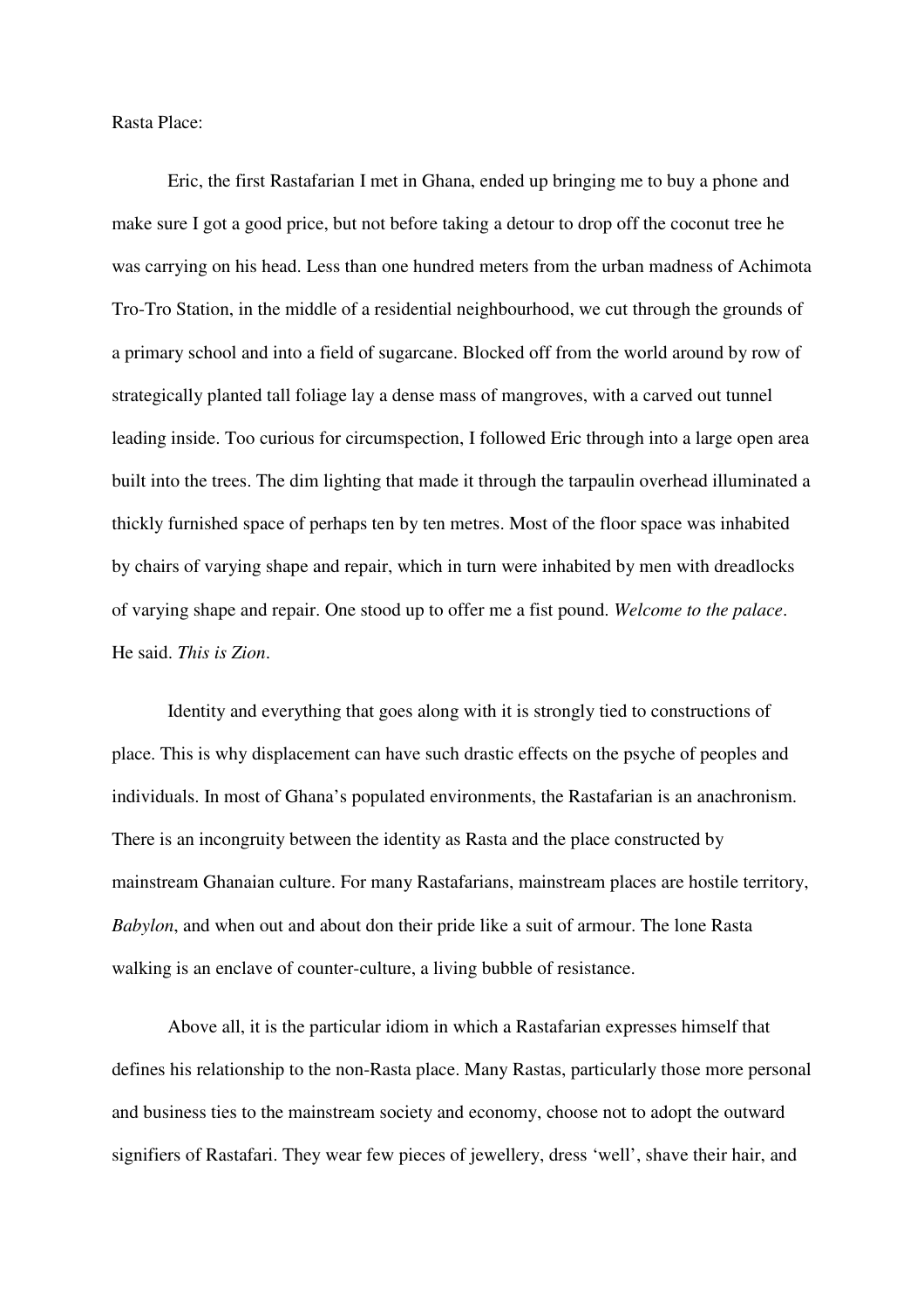Rasta Place:

Eric, the first Rastafarian I met in Ghana, ended up bringing me to buy a phone and make sure I got a good price, but not before taking a detour to drop off the coconut tree he was carrying on his head. Less than one hundred meters from the urban madness of Achimota Tro-Tro Station, in the middle of a residential neighbourhood, we cut through the grounds of a primary school and into a field of sugarcane. Blocked off from the world around by row of strategically planted tall foliage lay a dense mass of mangroves, with a carved out tunnel leading inside. Too curious for circumspection, I followed Eric through into a large open area built into the trees. The dim lighting that made it through the tarpaulin overhead illuminated a thickly furnished space of perhaps ten by ten metres. Most of the floor space was inhabited by chairs of varying shape and repair, which in turn were inhabited by men with dreadlocks of varying shape and repair. One stood up to offer me a fist pound. *Welcome to the palace*. He said. *This is Zion*.

Identity and everything that goes along with it is strongly tied to constructions of place. This is why displacement can have such drastic effects on the psyche of peoples and individuals. In most of Ghana's populated environments, the Rastafarian is an anachronism. There is an incongruity between the identity as Rasta and the place constructed by mainstream Ghanaian culture. For many Rastafarians, mainstream places are hostile territory, *Babylon*, and when out and about don their pride like a suit of armour. The lone Rasta walking is an enclave of counter-culture, a living bubble of resistance.

Above all, it is the particular idiom in which a Rastafarian expresses himself that defines his relationship to the non-Rasta place. Many Rastas, particularly those more personal and business ties to the mainstream society and economy, choose not to adopt the outward signifiers of Rastafari. They wear few pieces of jewellery, dress 'well', shave their hair, and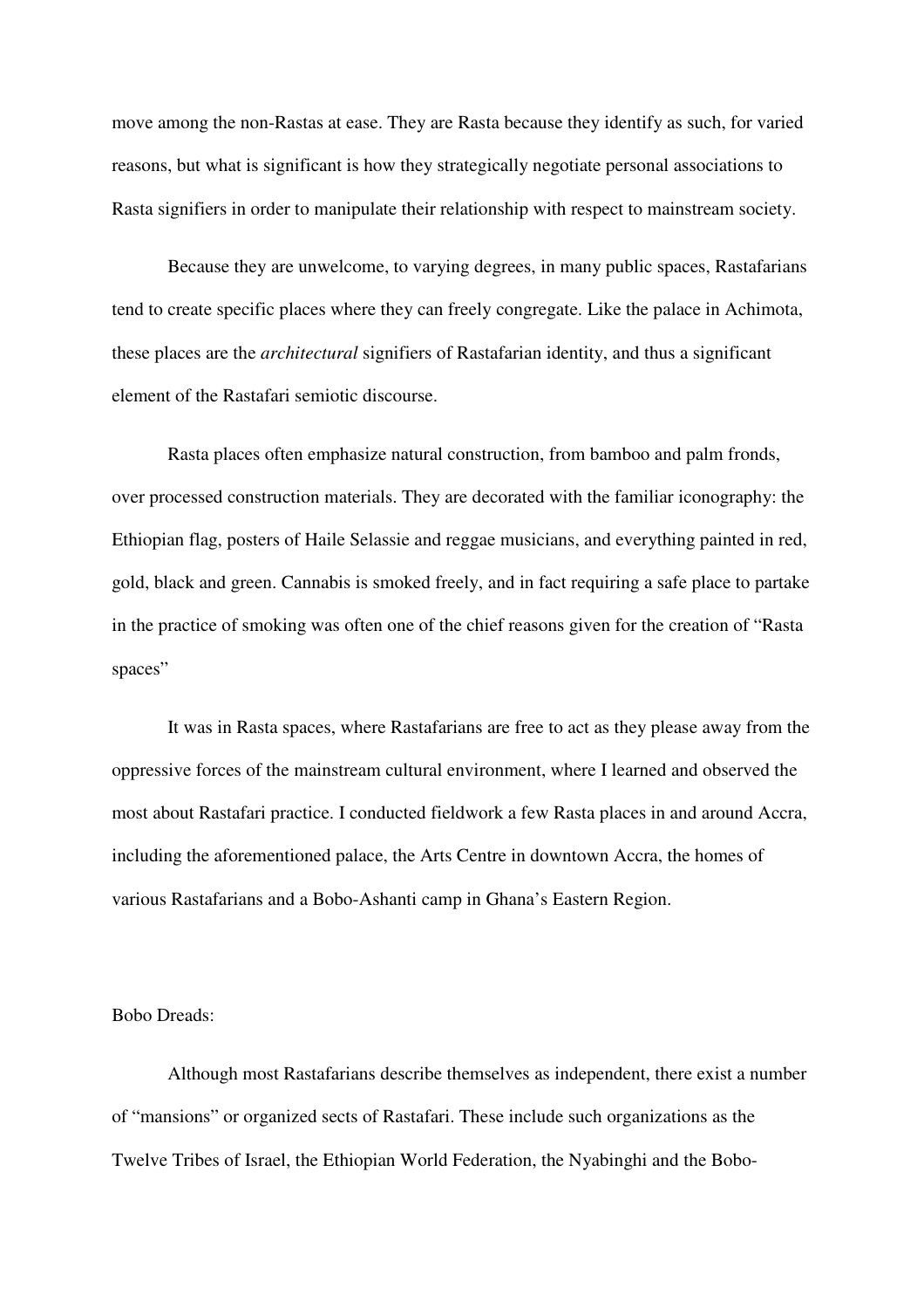move among the non-Rastas at ease. They are Rasta because they identify as such, for varied reasons, but what is significant is how they strategically negotiate personal associations to Rasta signifiers in order to manipulate their relationship with respect to mainstream society.

Because they are unwelcome, to varying degrees, in many public spaces, Rastafarians tend to create specific places where they can freely congregate. Like the palace in Achimota, these places are the *architectural* signifiers of Rastafarian identity, and thus a significant element of the Rastafari semiotic discourse.

Rasta places often emphasize natural construction, from bamboo and palm fronds, over processed construction materials. They are decorated with the familiar iconography: the Ethiopian flag, posters of Haile Selassie and reggae musicians, and everything painted in red, gold, black and green. Cannabis is smoked freely, and in fact requiring a safe place to partake in the practice of smoking was often one of the chief reasons given for the creation of "Rasta spaces"

It was in Rasta spaces, where Rastafarians are free to act as they please away from the oppressive forces of the mainstream cultural environment, where I learned and observed the most about Rastafari practice. I conducted fieldwork a few Rasta places in and around Accra, including the aforementioned palace, the Arts Centre in downtown Accra, the homes of various Rastafarians and a Bobo-Ashanti camp in Ghana's Eastern Region.

Bobo Dreads:

Although most Rastafarians describe themselves as independent, there exist a number of "mansions" or organized sects of Rastafari. These include such organizations as the Twelve Tribes of Israel, the Ethiopian World Federation, the Nyabinghi and the Bobo-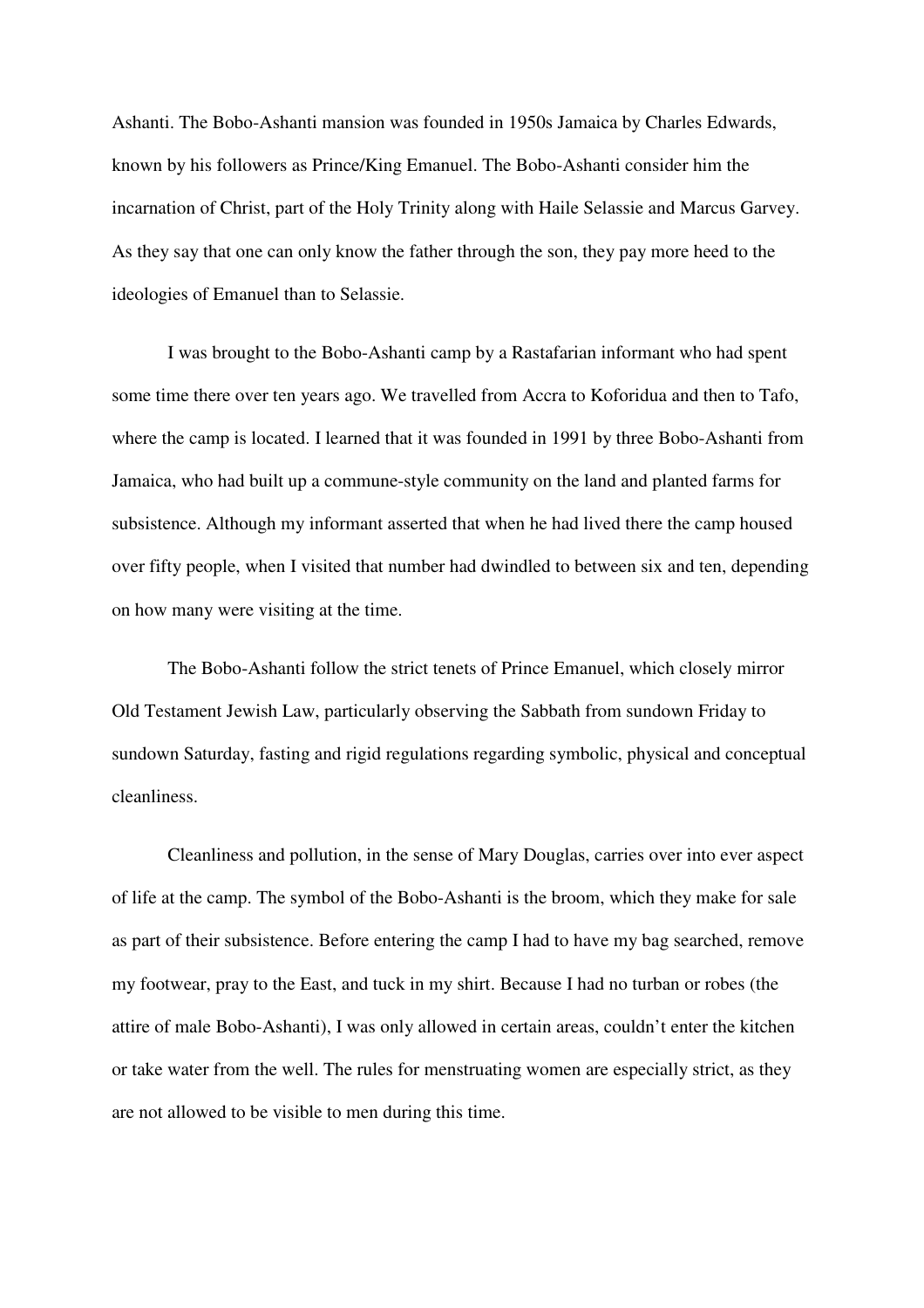Ashanti. The Bobo-Ashanti mansion was founded in 1950s Jamaica by Charles Edwards, known by his followers as Prince/King Emanuel. The Bobo-Ashanti consider him the incarnation of Christ, part of the Holy Trinity along with Haile Selassie and Marcus Garvey. As they say that one can only know the father through the son, they pay more heed to the ideologies of Emanuel than to Selassie.

I was brought to the Bobo-Ashanti camp by a Rastafarian informant who had spent some time there over ten years ago. We travelled from Accra to Koforidua and then to Tafo, where the camp is located. I learned that it was founded in 1991 by three Bobo-Ashanti from Jamaica, who had built up a commune-style community on the land and planted farms for subsistence. Although my informant asserted that when he had lived there the camp housed over fifty people, when I visited that number had dwindled to between six and ten, depending on how many were visiting at the time.

The Bobo-Ashanti follow the strict tenets of Prince Emanuel, which closely mirror Old Testament Jewish Law, particularly observing the Sabbath from sundown Friday to sundown Saturday, fasting and rigid regulations regarding symbolic, physical and conceptual cleanliness.

Cleanliness and pollution, in the sense of Mary Douglas, carries over into ever aspect of life at the camp. The symbol of the Bobo-Ashanti is the broom, which they make for sale as part of their subsistence. Before entering the camp I had to have my bag searched, remove my footwear, pray to the East, and tuck in my shirt. Because I had no turban or robes (the attire of male Bobo-Ashanti), I was only allowed in certain areas, couldn't enter the kitchen or take water from the well. The rules for menstruating women are especially strict, as they are not allowed to be visible to men during this time.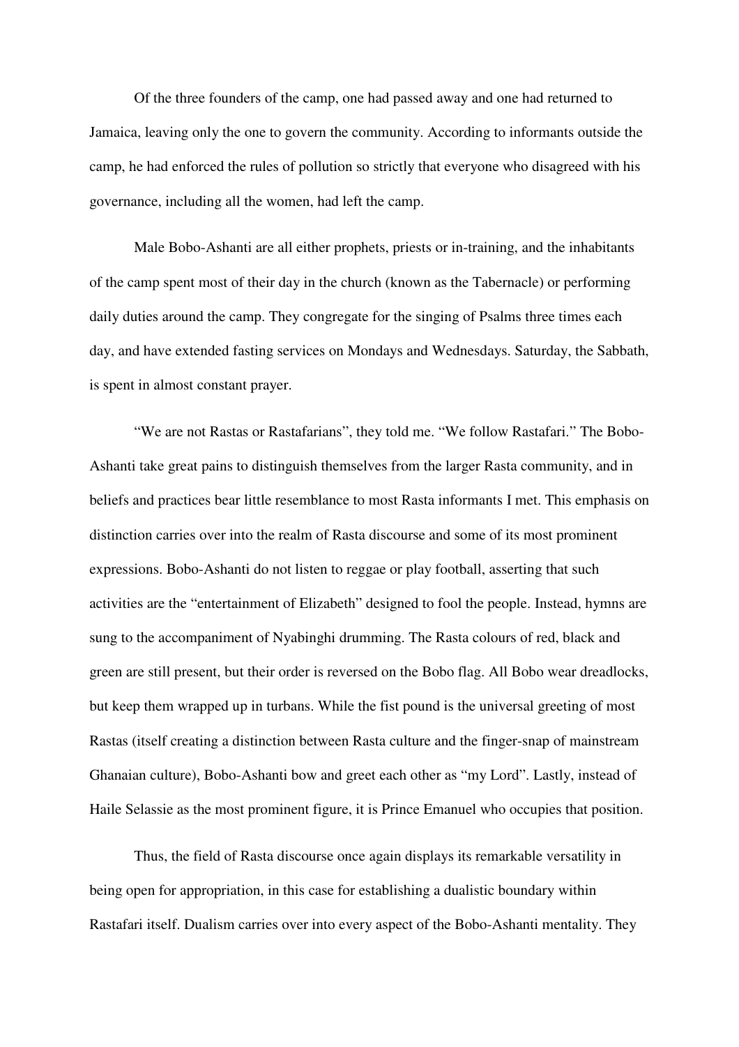Of the three founders of the camp, one had passed away and one had returned to Jamaica, leaving only the one to govern the community. According to informants outside the camp, he had enforced the rules of pollution so strictly that everyone who disagreed with his governance, including all the women, had left the camp.

Male Bobo-Ashanti are all either prophets, priests or in-training, and the inhabitants of the camp spent most of their day in the church (known as the Tabernacle) or performing daily duties around the camp. They congregate for the singing of Psalms three times each day, and have extended fasting services on Mondays and Wednesdays. Saturday, the Sabbath, is spent in almost constant prayer.

"We are not Rastas or Rastafarians", they told me. "We follow Rastafari." The Bobo-Ashanti take great pains to distinguish themselves from the larger Rasta community, and in beliefs and practices bear little resemblance to most Rasta informants I met. This emphasis on distinction carries over into the realm of Rasta discourse and some of its most prominent expressions. Bobo-Ashanti do not listen to reggae or play football, asserting that such activities are the "entertainment of Elizabeth" designed to fool the people. Instead, hymns are sung to the accompaniment of Nyabinghi drumming. The Rasta colours of red, black and green are still present, but their order is reversed on the Bobo flag. All Bobo wear dreadlocks, but keep them wrapped up in turbans. While the fist pound is the universal greeting of most Rastas (itself creating a distinction between Rasta culture and the finger-snap of mainstream Ghanaian culture), Bobo-Ashanti bow and greet each other as "my Lord". Lastly, instead of Haile Selassie as the most prominent figure, it is Prince Emanuel who occupies that position.

Thus, the field of Rasta discourse once again displays its remarkable versatility in being open for appropriation, in this case for establishing a dualistic boundary within Rastafari itself. Dualism carries over into every aspect of the Bobo-Ashanti mentality. They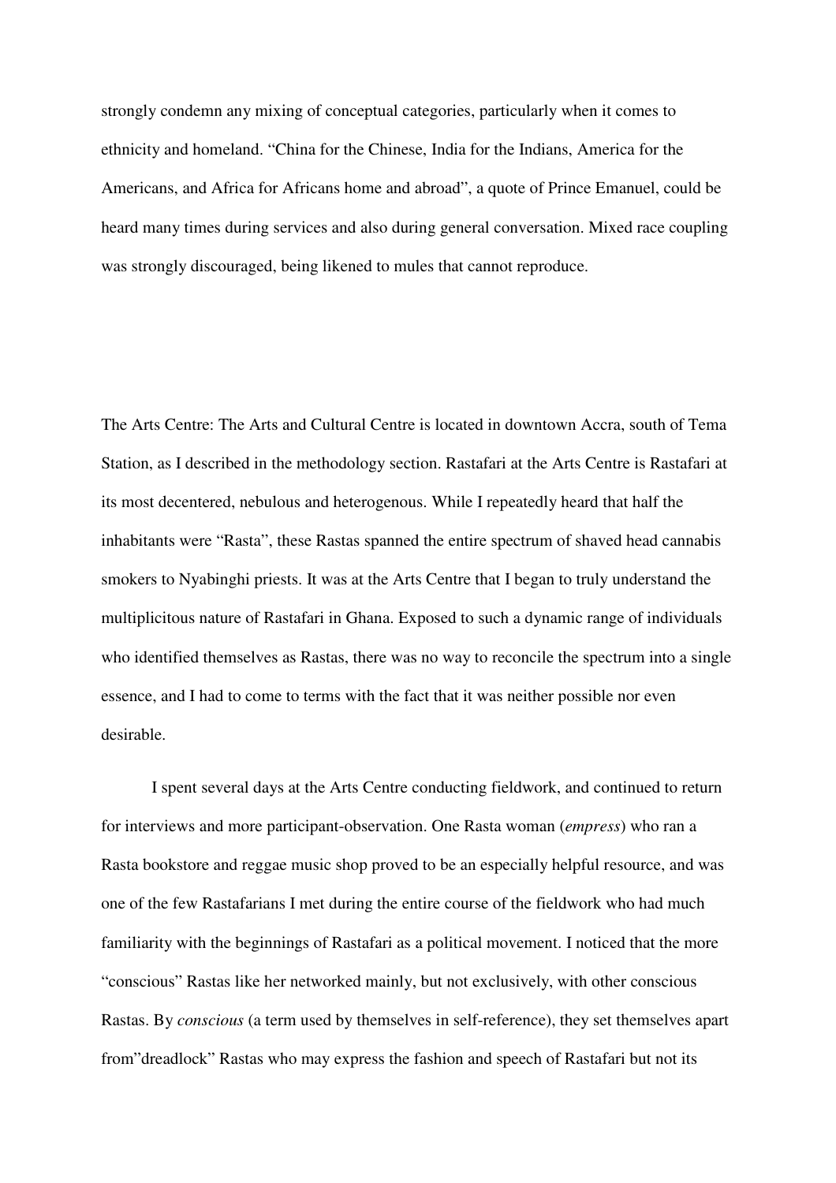strongly condemn any mixing of conceptual categories, particularly when it comes to ethnicity and homeland. "China for the Chinese, India for the Indians, America for the Americans, and Africa for Africans home and abroad", a quote of Prince Emanuel, could be heard many times during services and also during general conversation. Mixed race coupling was strongly discouraged, being likened to mules that cannot reproduce.

The Arts Centre: The Arts and Cultural Centre is located in downtown Accra, south of Tema Station, as I described in the methodology section. Rastafari at the Arts Centre is Rastafari at its most decentered, nebulous and heterogenous. While I repeatedly heard that half the inhabitants were "Rasta", these Rastas spanned the entire spectrum of shaved head cannabis smokers to Nyabinghi priests. It was at the Arts Centre that I began to truly understand the multiplicitous nature of Rastafari in Ghana. Exposed to such a dynamic range of individuals who identified themselves as Rastas, there was no way to reconcile the spectrum into a single essence, and I had to come to terms with the fact that it was neither possible nor even desirable.

I spent several days at the Arts Centre conducting fieldwork, and continued to return for interviews and more participant-observation. One Rasta woman (*empress*) who ran a Rasta bookstore and reggae music shop proved to be an especially helpful resource, and was one of the few Rastafarians I met during the entire course of the fieldwork who had much familiarity with the beginnings of Rastafari as a political movement. I noticed that the more "conscious" Rastas like her networked mainly, but not exclusively, with other conscious Rastas. By *conscious* (a term used by themselves in self-reference), they set themselves apart from"dreadlock" Rastas who may express the fashion and speech of Rastafari but not its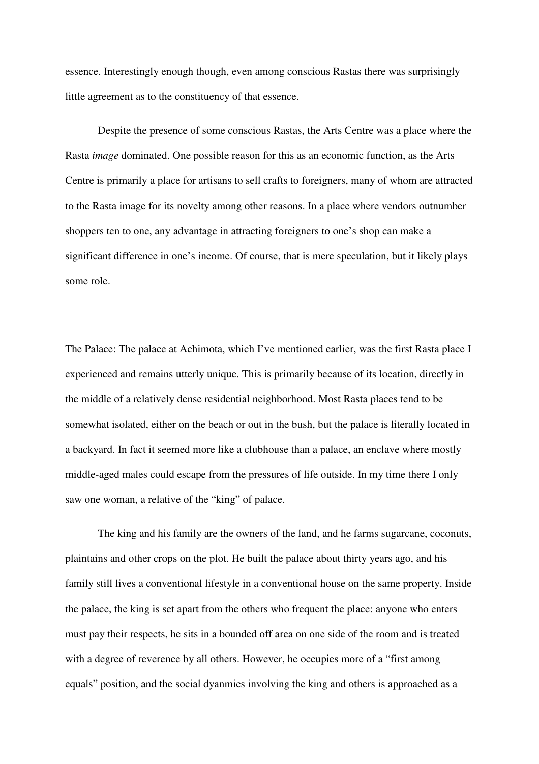essence. Interestingly enough though, even among conscious Rastas there was surprisingly little agreement as to the constituency of that essence.

Despite the presence of some conscious Rastas, the Arts Centre was a place where the Rasta *image* dominated. One possible reason for this as an economic function, as the Arts Centre is primarily a place for artisans to sell crafts to foreigners, many of whom are attracted to the Rasta image for its novelty among other reasons. In a place where vendors outnumber shoppers ten to one, any advantage in attracting foreigners to one's shop can make a significant difference in one's income. Of course, that is mere speculation, but it likely plays some role.

The Palace: The palace at Achimota, which I've mentioned earlier, was the first Rasta place I experienced and remains utterly unique. This is primarily because of its location, directly in the middle of a relatively dense residential neighborhood. Most Rasta places tend to be somewhat isolated, either on the beach or out in the bush, but the palace is literally located in a backyard. In fact it seemed more like a clubhouse than a palace, an enclave where mostly middle-aged males could escape from the pressures of life outside. In my time there I only saw one woman, a relative of the "king" of palace.

The king and his family are the owners of the land, and he farms sugarcane, coconuts, plaintains and other crops on the plot. He built the palace about thirty years ago, and his family still lives a conventional lifestyle in a conventional house on the same property. Inside the palace, the king is set apart from the others who frequent the place: anyone who enters must pay their respects, he sits in a bounded off area on one side of the room and is treated with a degree of reverence by all others. However, he occupies more of a "first among equals" position, and the social dyanmics involving the king and others is approached as a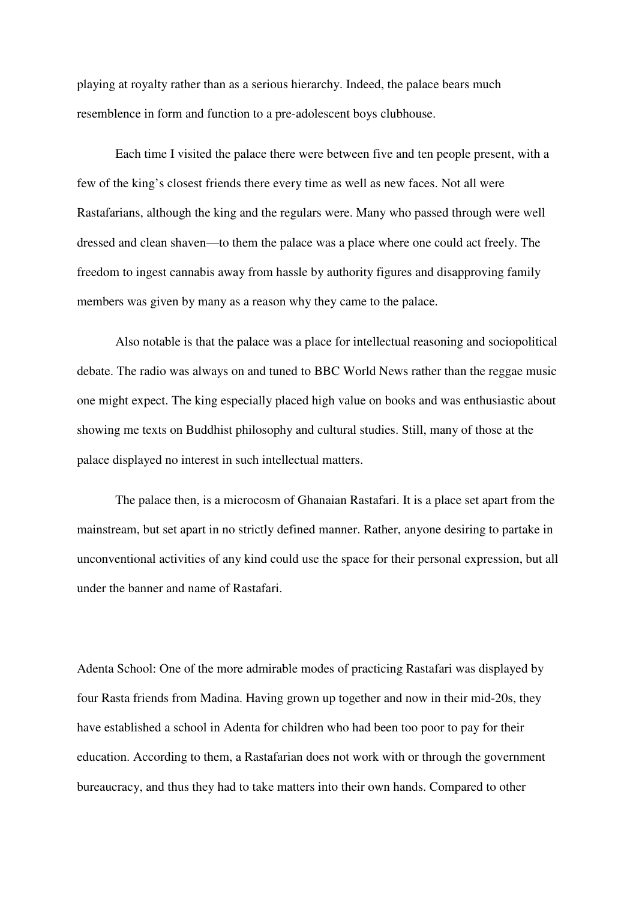playing at royalty rather than as a serious hierarchy. Indeed, the palace bears much resemblence in form and function to a pre-adolescent boys clubhouse.

Each time I visited the palace there were between five and ten people present, with a few of the king's closest friends there every time as well as new faces. Not all were Rastafarians, although the king and the regulars were. Many who passed through were well dressed and clean shaven—to them the palace was a place where one could act freely. The freedom to ingest cannabis away from hassle by authority figures and disapproving family members was given by many as a reason why they came to the palace.

Also notable is that the palace was a place for intellectual reasoning and sociopolitical debate. The radio was always on and tuned to BBC World News rather than the reggae music one might expect. The king especially placed high value on books and was enthusiastic about showing me texts on Buddhist philosophy and cultural studies. Still, many of those at the palace displayed no interest in such intellectual matters.

The palace then, is a microcosm of Ghanaian Rastafari. It is a place set apart from the mainstream, but set apart in no strictly defined manner. Rather, anyone desiring to partake in unconventional activities of any kind could use the space for their personal expression, but all under the banner and name of Rastafari.

Adenta School: One of the more admirable modes of practicing Rastafari was displayed by four Rasta friends from Madina. Having grown up together and now in their mid-20s, they have established a school in Adenta for children who had been too poor to pay for their education. According to them, a Rastafarian does not work with or through the government bureaucracy, and thus they had to take matters into their own hands. Compared to other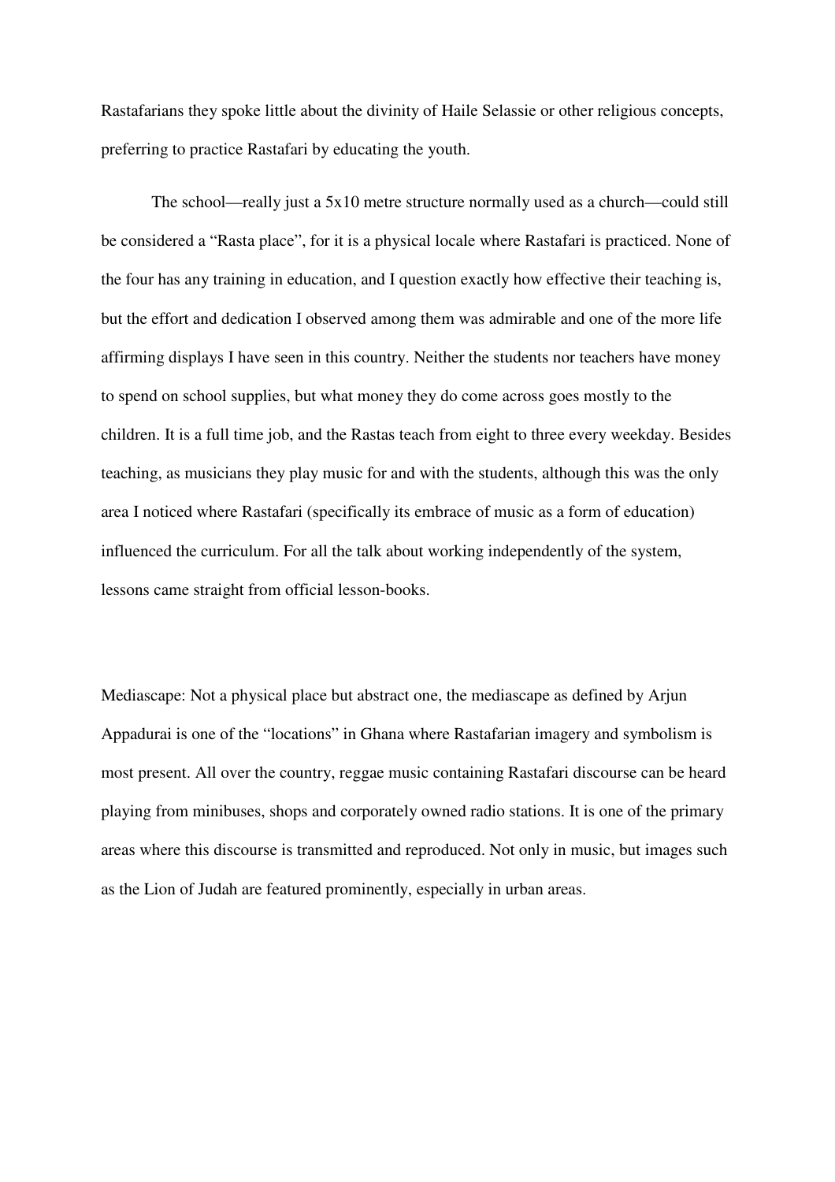Rastafarians they spoke little about the divinity of Haile Selassie or other religious concepts, preferring to practice Rastafari by educating the youth.

The school—really just a 5x10 metre structure normally used as a church—could still be considered a "Rasta place", for it is a physical locale where Rastafari is practiced. None of the four has any training in education, and I question exactly how effective their teaching is, but the effort and dedication I observed among them was admirable and one of the more life affirming displays I have seen in this country. Neither the students nor teachers have money to spend on school supplies, but what money they do come across goes mostly to the children. It is a full time job, and the Rastas teach from eight to three every weekday. Besides teaching, as musicians they play music for and with the students, although this was the only area I noticed where Rastafari (specifically its embrace of music as a form of education) influenced the curriculum. For all the talk about working independently of the system, lessons came straight from official lesson-books.

Mediascape: Not a physical place but abstract one, the mediascape as defined by Arjun Appadurai is one of the "locations" in Ghana where Rastafarian imagery and symbolism is most present. All over the country, reggae music containing Rastafari discourse can be heard playing from minibuses, shops and corporately owned radio stations. It is one of the primary areas where this discourse is transmitted and reproduced. Not only in music, but images such as the Lion of Judah are featured prominently, especially in urban areas.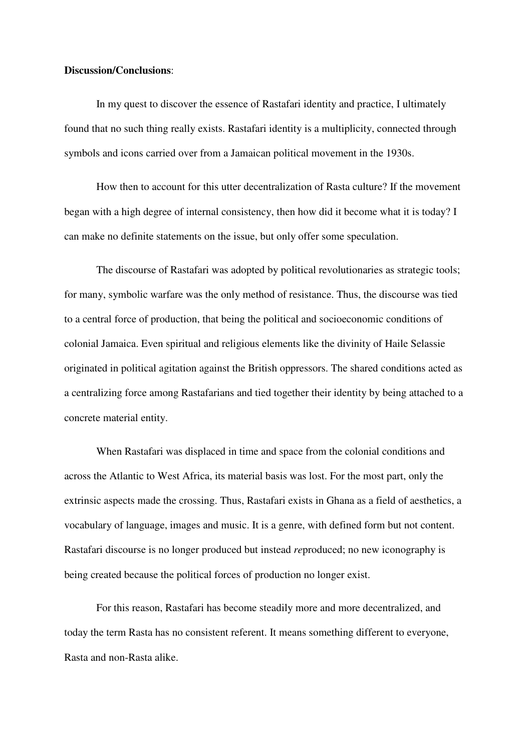**Discussion/Conclusions**:

In my quest to discover the essence of Rastafari identity and practice, I ultimately found that no such thing really exists. Rastafari identity is a multiplicity, connected through symbols and icons carried over from a Jamaican political movement in the 1930s.

How then to account for this utter decentralization of Rasta culture? If the movement began with a high degree of internal consistency, then how did it become what it is today? I can make no definite statements on the issue, but only offer some speculation.

The discourse of Rastafari was adopted by political revolutionaries as strategic tools; for many, symbolic warfare was the only method of resistance. Thus, the discourse was tied to a central force of production, that being the political and socioeconomic conditions of colonial Jamaica. Even spiritual and religious elements like the divinity of Haile Selassie originated in political agitation against the British oppressors. The shared conditions acted as a centralizing force among Rastafarians and tied together their identity by being attached to a concrete material entity.

When Rastafari was displaced in time and space from the colonial conditions and across the Atlantic to West Africa, its material basis was lost. For the most part, only the extrinsic aspects made the crossing. Thus, Rastafari exists in Ghana as a field of aesthetics, a vocabulary of language, images and music. It is a genre, with defined form but not content. Rastafari discourse is no longer produced but instead *re*produced; no new iconography is being created because the political forces of production no longer exist.

For this reason, Rastafari has become steadily more and more decentralized, and today the term Rasta has no consistent referent. It means something different to everyone, Rasta and non-Rasta alike.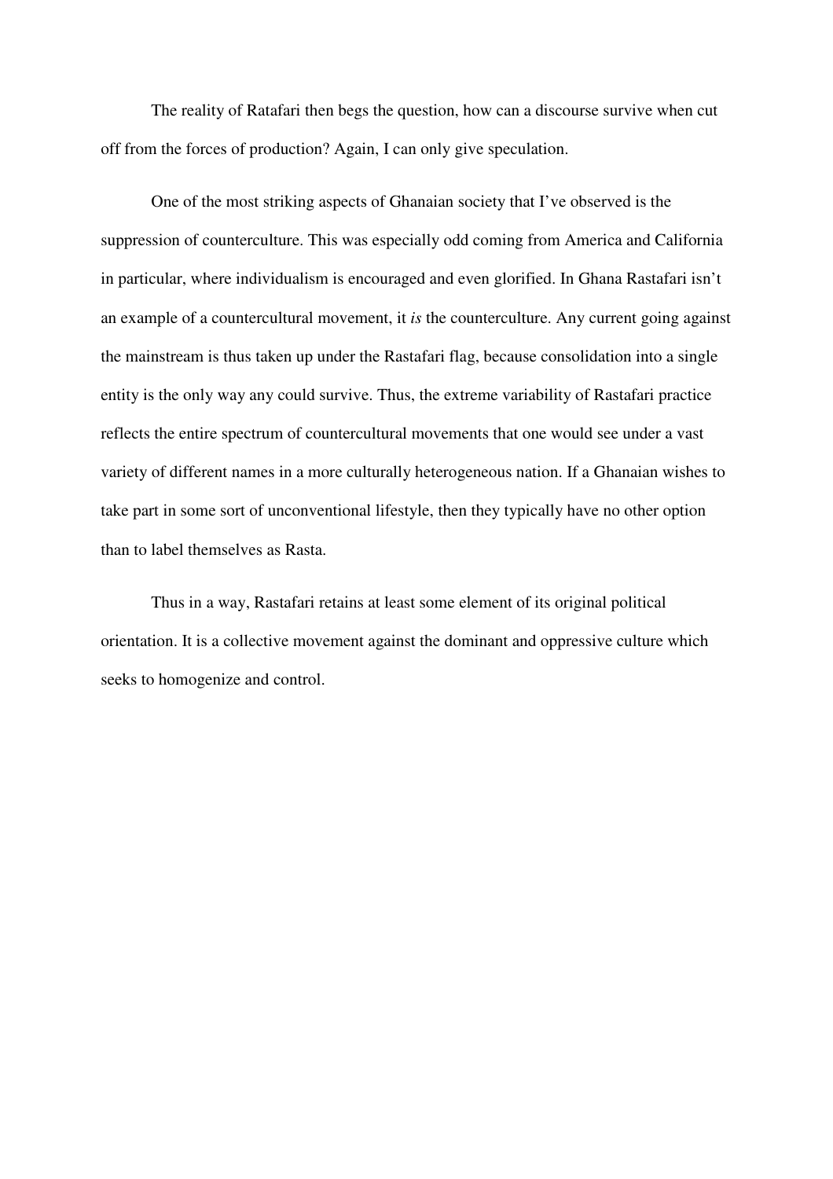The reality of Ratafari then begs the question, how can a discourse survive when cut off from the forces of production? Again, I can only give speculation.

One of the most striking aspects of Ghanaian society that I've observed is the suppression of counterculture. This was especially odd coming from America and California in particular, where individualism is encouraged and even glorified. In Ghana Rastafari isn't an example of a countercultural movement, it *is* the counterculture. Any current going against the mainstream is thus taken up under the Rastafari flag, because consolidation into a single entity is the only way any could survive. Thus, the extreme variability of Rastafari practice reflects the entire spectrum of countercultural movements that one would see under a vast variety of different names in a more culturally heterogeneous nation. If a Ghanaian wishes to take part in some sort of unconventional lifestyle, then they typically have no other option than to label themselves as Rasta.

Thus in a way, Rastafari retains at least some element of its original political orientation. It is a collective movement against the dominant and oppressive culture which seeks to homogenize and control.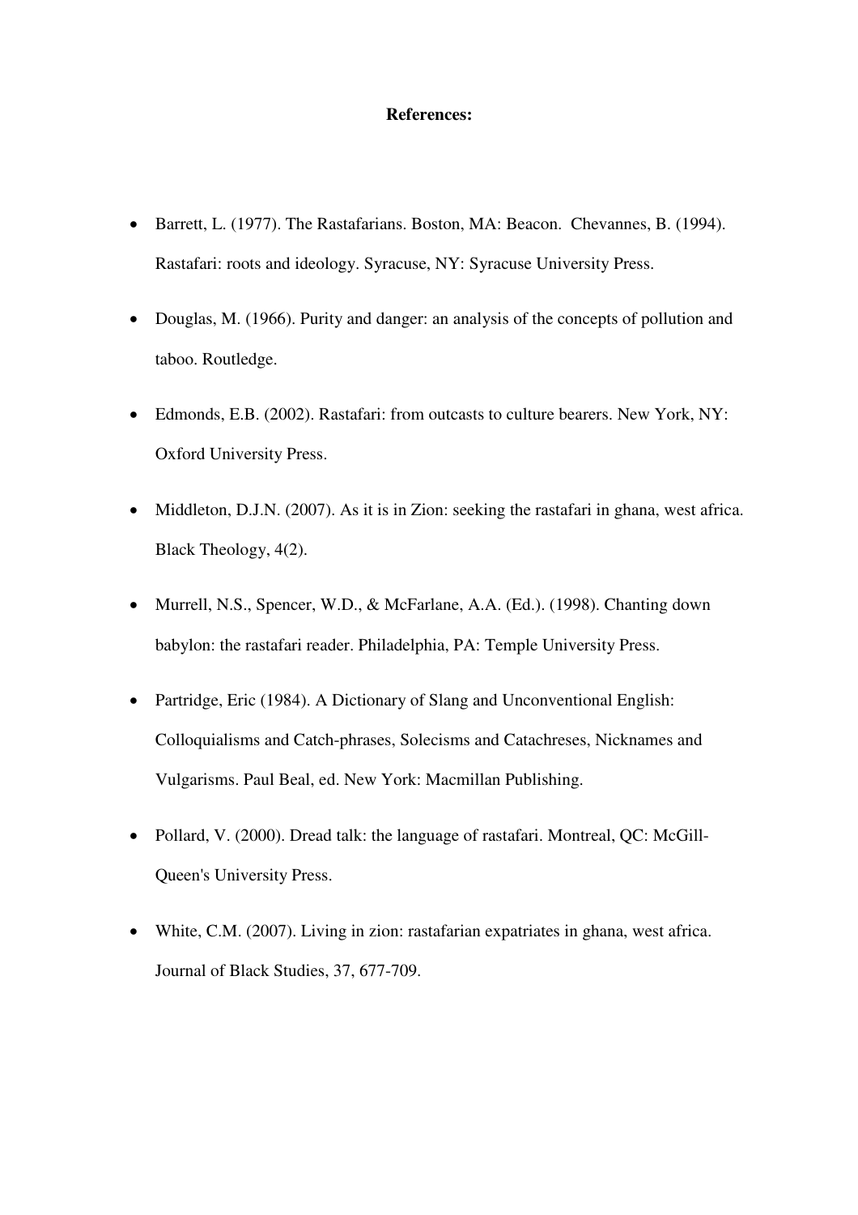**References:**

- Barrett, L. (1977). The Rastafarians. Boston, MA: Beacon. Chevannes, B. (1994). Rastafari: roots and ideology. Syracuse, NY: Syracuse University Press.
- Douglas, M. (1966). Purity and danger: an analysis of the concepts of pollution and taboo. Routledge.
- Edmonds, E.B. (2002). Rastafari: from outcasts to culture bearers. New York, NY: Oxford University Press.
- Middleton, D.J.N. (2007). As it is in Zion: seeking the rastafari in ghana, west africa. Black Theology, 4(2).
- Murrell, N.S., Spencer, W.D., & McFarlane, A.A. (Ed.). (1998). Chanting down babylon: the rastafari reader. Philadelphia, PA: Temple University Press.
- Partridge, Eric (1984). A Dictionary of Slang and Unconventional English: Colloquialisms and Catch-phrases, Solecisms and Catachreses, Nicknames and Vulgarisms. Paul Beal, ed. New York: Macmillan Publishing.
- Pollard, V. (2000). Dread talk: the language of rastafari. Montreal, QC: McGill-Queen's University Press.
- White, C.M. (2007). Living in zion: rastafarian expatriates in ghana, west africa. Journal of Black Studies, 37, 677-709.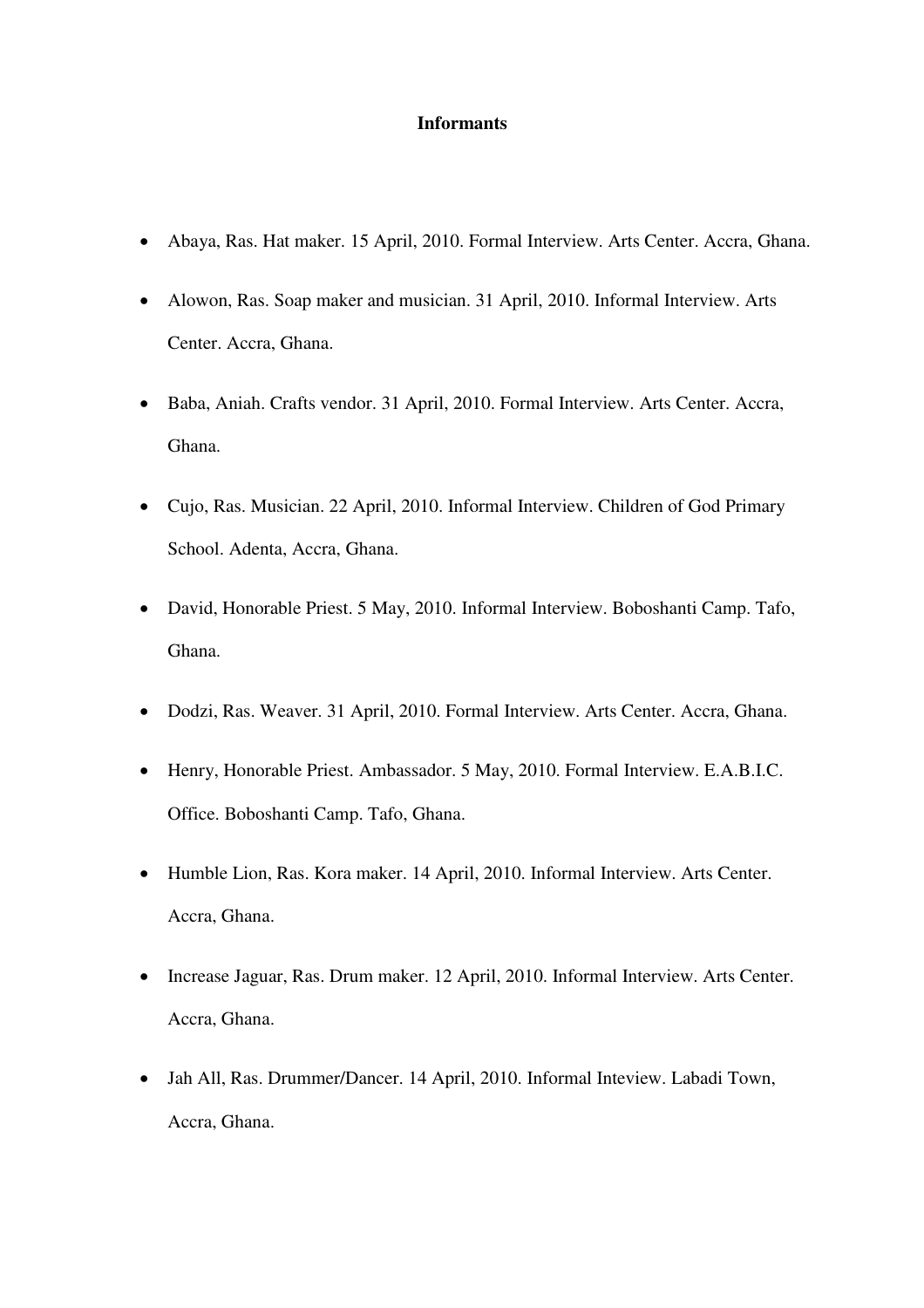# Informants

- Abaya, Ras. Hat maker. 15 April, 2010. Formal Interview. Arts Center. Accra, Ghana.
- Alowon, Ras. Soap maker and musician. 31 April, 2010. Informal Interview. Arts Center. Accra, Ghana.
- Baba, Aniah. Crafts vendor. 31 April, 2010. Formal Interview. Arts Center. Accra, Ghana.
- Cujo, Ras. Musician. 22 April, 2010. Informal Interview. Children of God Primary School. Adenta, Accra, Ghana.
- David, Honorable Priest. 5 May, 2010. Informal Interview. Boboshanti Camp. Tafo, Ghana.
- Dodzi, Ras. Weaver. 31 April, 2010. Formal Interview. Arts Center. Accra, Ghana.
- Henry, Honorable Priest. Ambassador. 5 May, 2010. Formal Interview. E.A.B.I.C. Office. Boboshanti Camp. Tafo, Ghana.
- Humble Lion, Ras. Kora maker. 14 April, 2010. Informal Interview. Arts Center. Accra, Ghana.
- Increase Jaguar, Ras. Drum maker. 12 April, 2010. Informal Interview. Arts Center. Accra, Ghana.
- Jah All, Ras. Drummer/Dancer. 14 April, 2010. Informal Inteview. Labadi Town, Accra, Ghana.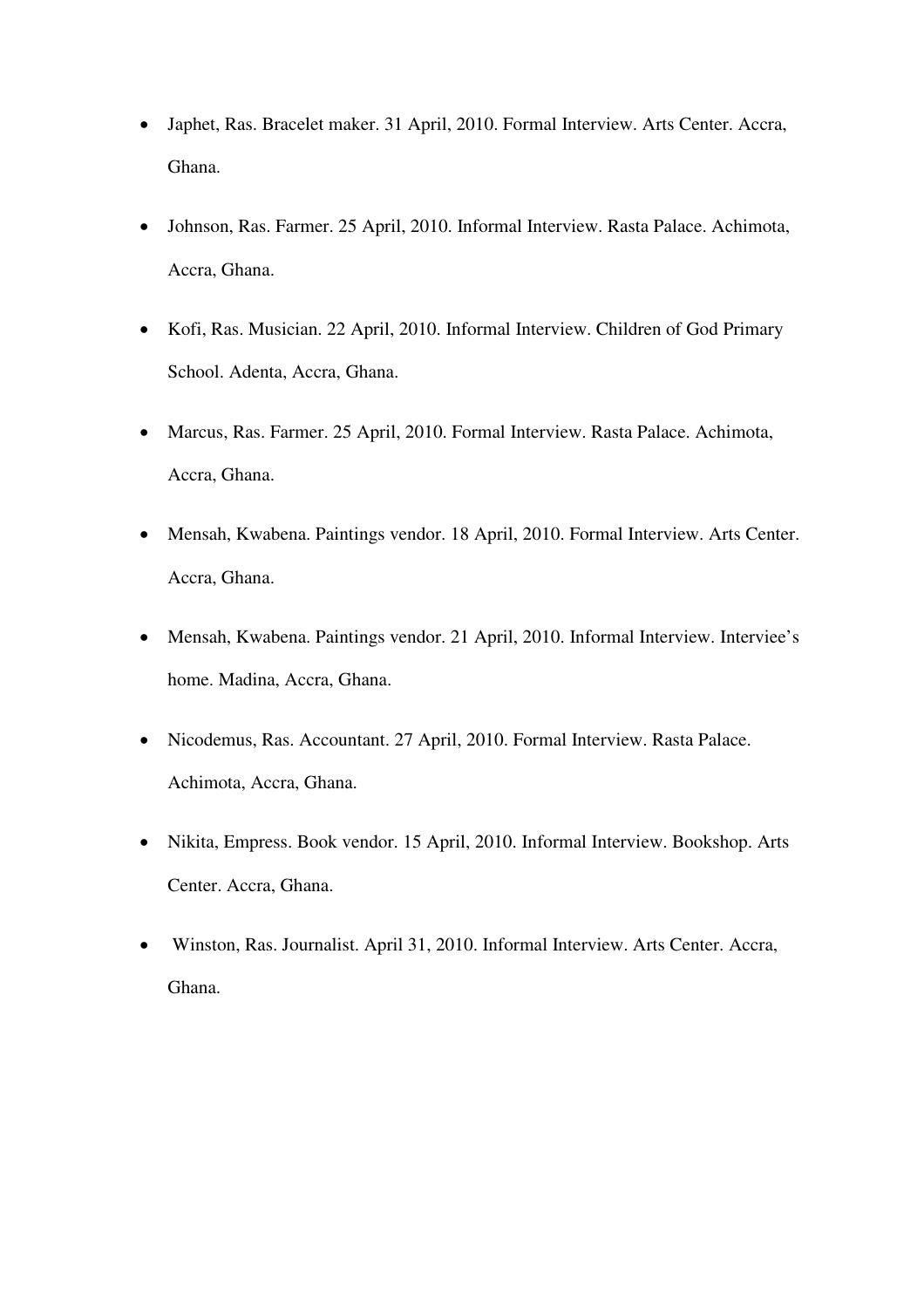- Japhet, Ras. Bracelet maker. 31 April, 2010. Formal Interview. Arts Center. Accra, Ghana.
- Johnson, Ras. Farmer. 25 April, 2010. Informal Interview. Rasta Palace. Achimota, Accra, Ghana.
- Kofi, Ras. Musician. 22 April, 2010. Informal Interview. Children of God Primary School. Adenta, Accra, Ghana.
- Marcus, Ras. Farmer. 25 April, 2010. Formal Interview. Rasta Palace. Achimota, Accra, Ghana.
- Mensah, Kwabena. Paintings vendor. 18 April, 2010. Formal Interview. Arts Center. Accra, Ghana.
- Mensah, Kwabena. Paintings vendor. 21 April, 2010. Informal Interview. Interviee's home. Madina, Accra, Ghana.
- Nicodemus, Ras. Accountant. 27 April, 2010. Formal Interview. Rasta Palace. Achimota, Accra, Ghana.
- Nikita, Empress. Book vendor. 15 April, 2010. Informal Interview. Bookshop. Arts Center. Accra, Ghana.
- Winston, Ras. Journalist. April 31, 2010. Informal Interview. Arts Center. Accra, Ghana.